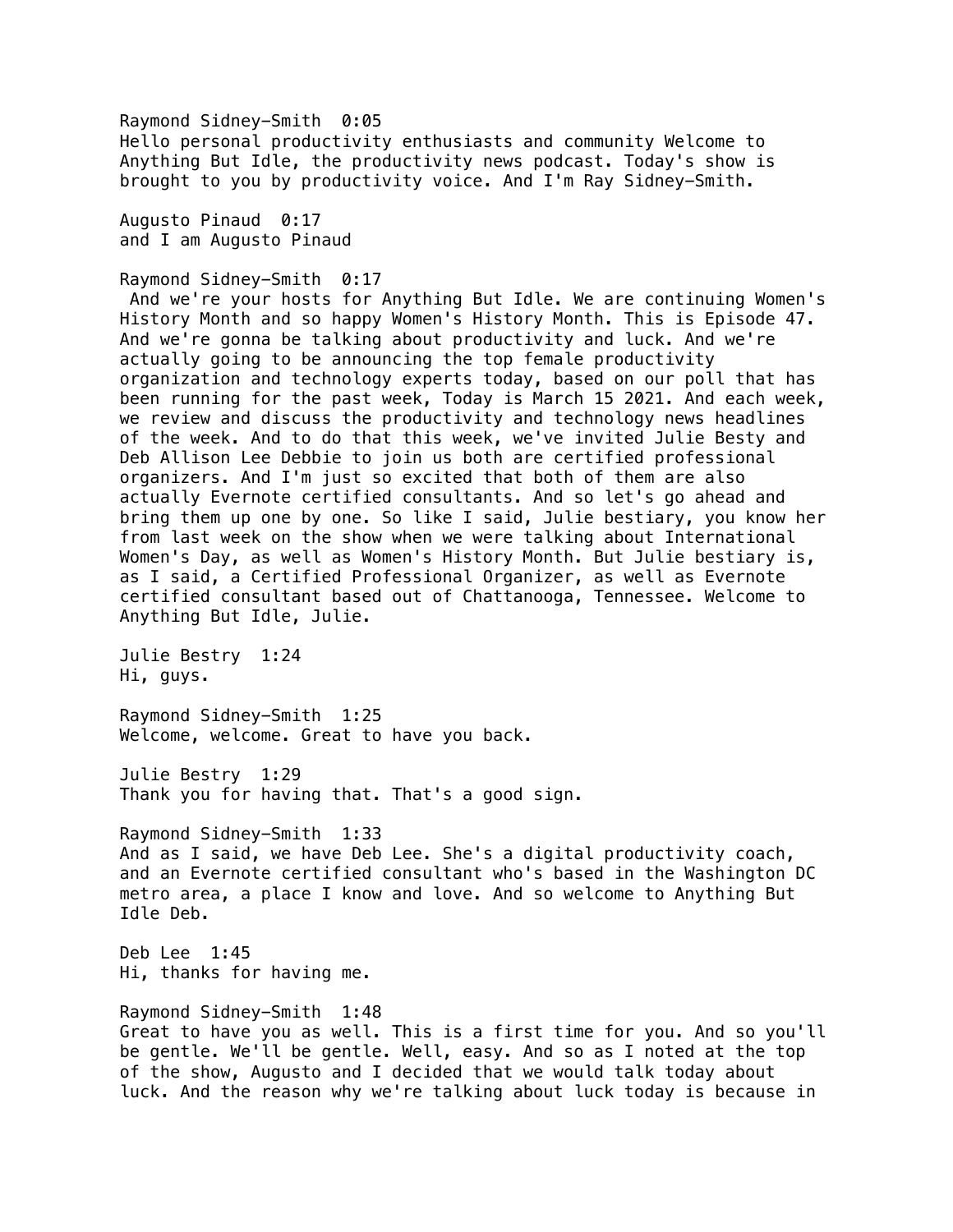Raymond Sidney-Smith  0:05
Hello personal productivity enthusiasts and community Welcome to Anything But Idle, the productivity news podcast. Today's show is brought to you by productivity voice. And I'm Ray Sidney-Smith.

Augusto Pinaud  0:17
and I am Augusto Pinaud

Raymond Sidney-Smith  0:17
And we're your hosts for Anything But Idle. We are continuing Women's History Month and so happy Women's History Month. This is Episode 47. And we're gonna be talking about productivity and luck. And we're actually going to be announcing the top female productivity organization and technology experts today, based on our poll that has been running for the past week, Today is March 15 2021. And each week, we review and discuss the productivity and technology news headlines of the week. And to do that this week, we've invited Julie Besty and Deb Allison Lee Debbie to join us both are certified professional organizers. And I'm just so excited that both of them are also actually Evernote certified consultants. And so let's go ahead and bring them up one by one. So like I said, Julie bestiary, you know her from last week on the show when we were talking about International Women's Day, as well as Women's History Month. But Julie bestiary is, as I said, a Certified Professional Organizer, as well as Evernote certified consultant based out of Chattanooga, Tennessee. Welcome to Anything But Idle, Julie.

Julie Bestry  1:24
Hi, guys.

Raymond Sidney-Smith  1:25
Welcome, welcome. Great to have you back.

Julie Bestry  1:29
Thank you for having that. That's a good sign.

Raymond Sidney-Smith  1:33
And as I said, we have Deb Lee. She's a digital productivity coach, and an Evernote certified consultant who's based in the Washington DC metro area, a place I know and love. And so welcome to Anything But Idle Deb.

Deb Lee  1:45
Hi, thanks for having me.

Raymond Sidney-Smith  1:48
Great to have you as well. This is a first time for you. And so you'll be gentle. We'll be gentle. Well, easy. And so as I noted at the top of the show, Augusto and I decided that we would talk today about luck. And the reason why we're talking about luck today is because in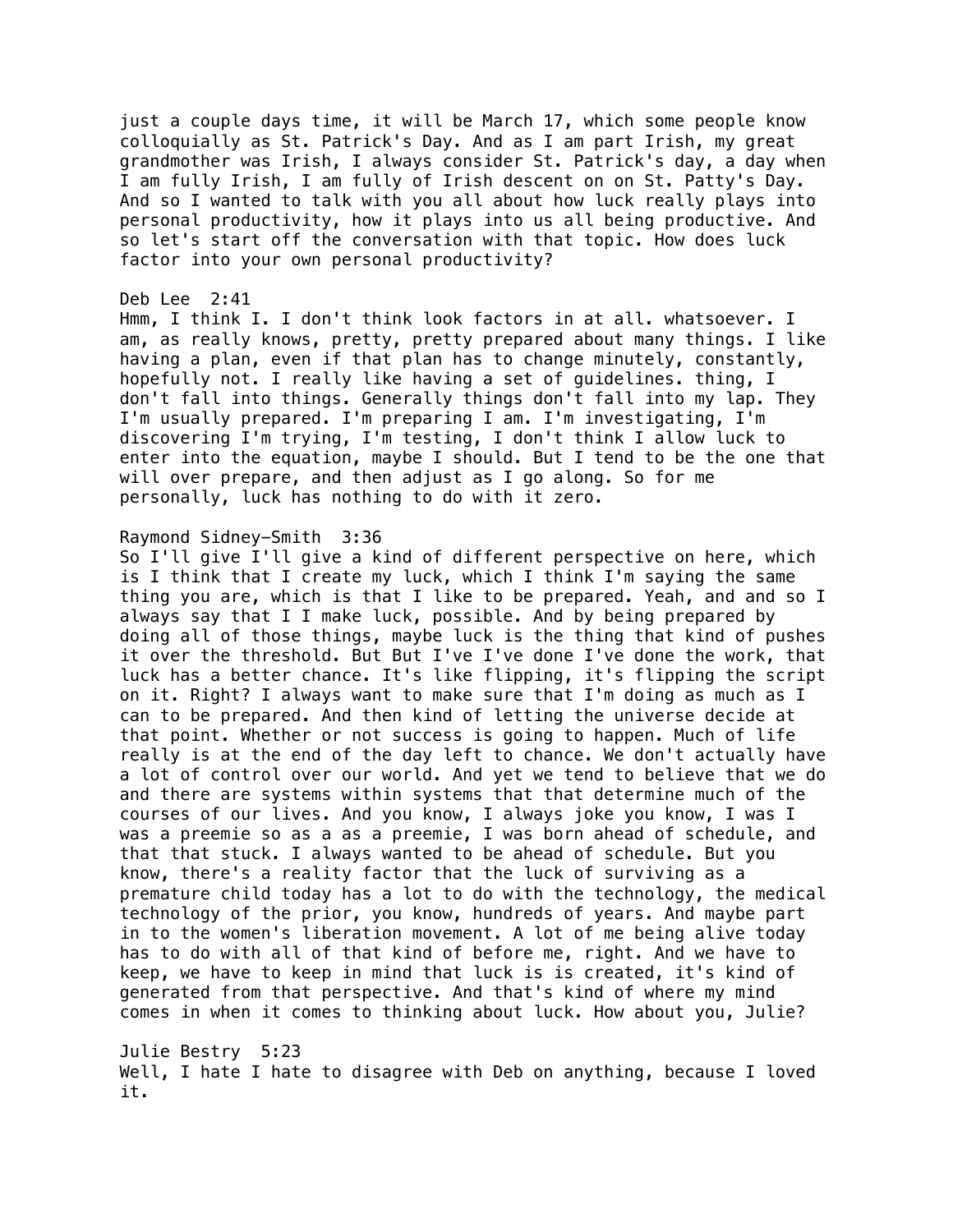just a couple days time, it will be March 17, which some people know colloquially as St. Patrick's Day. And as I am part Irish, my great grandmother was Irish, I always consider St. Patrick's day, a day when I am fully Irish, I am fully of Irish descent on on St. Patty's Day. And so I wanted to talk with you all about how luck really plays into personal productivity, how it plays into us all being productive. And so let's start off the conversation with that topic. How does luck factor into your own personal productivity?

Deb Lee  2:41
Hmm, I think I. I don't think look factors in at all. whatsoever. I am, as really knows, pretty, pretty prepared about many things. I like having a plan, even if that plan has to change minutely, constantly, hopefully not. I really like having a set of guidelines. thing, I don't fall into things. Generally things don't fall into my lap. They I'm usually prepared. I'm preparing I am. I'm investigating, I'm discovering I'm trying, I'm testing, I don't think I allow luck to enter into the equation, maybe I should. But I tend to be the one that will over prepare, and then adjust as I go along. So for me personally, luck has nothing to do with it zero.

Raymond Sidney-Smith  3:36
So I'll give I'll give a kind of different perspective on here, which is I think that I create my luck, which I think I'm saying the same thing you are, which is that I like to be prepared. Yeah, and and so I always say that I I make luck, possible. And by being prepared by doing all of those things, maybe luck is the thing that kind of pushes it over the threshold. But But I've I've done I've done the work, that luck has a better chance. It's like flipping, it's flipping the script on it. Right? I always want to make sure that I'm doing as much as I can to be prepared. And then kind of letting the universe decide at that point. Whether or not success is going to happen. Much of life really is at the end of the day left to chance. We don't actually have a lot of control over our world. And yet we tend to believe that we do and there are systems within systems that that determine much of the courses of our lives. And you know, I always joke you know, I was I was a preemie so as a as a preemie, I was born ahead of schedule, and that that stuck. I always wanted to be ahead of schedule. But you know, there's a reality factor that the luck of surviving as a premature child today has a lot to do with the technology, the medical technology of the prior, you know, hundreds of years. And maybe part in to the women's liberation movement. A lot of me being alive today has to do with all of that kind of before me, right. And we have to keep, we have to keep in mind that luck is is created, it's kind of generated from that perspective. And that's kind of where my mind comes in when it comes to thinking about luck. How about you, Julie?

Julie Bestry  5:23
Well, I hate I hate to disagree with Deb on anything, because I loved it.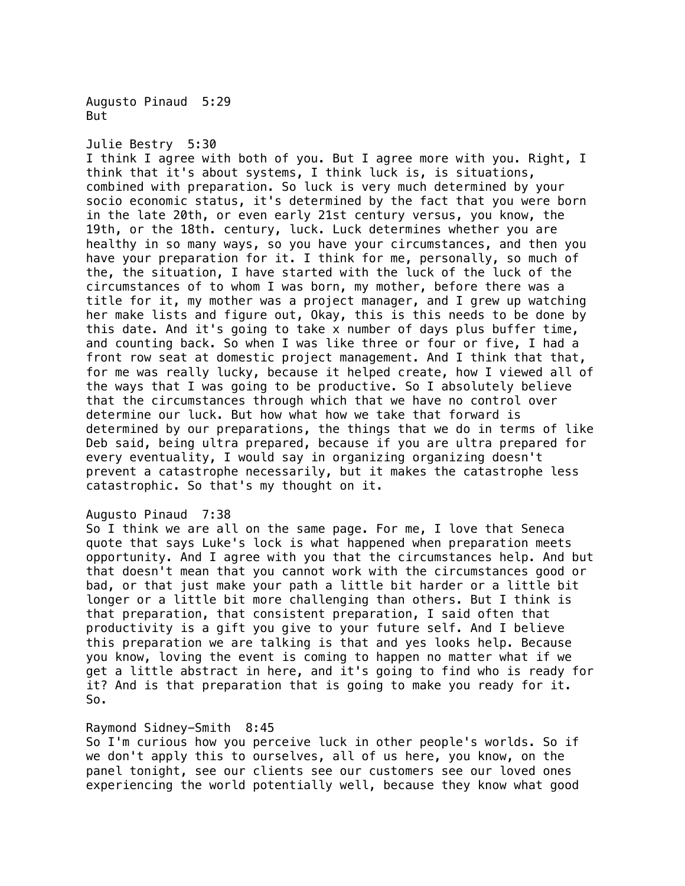Augusto Pinaud  5:29
But

Julie Bestry  5:30
I think I agree with both of you. But I agree more with you. Right, I think that it's about systems, I think luck is, is situations, combined with preparation. So luck is very much determined by your socio economic status, it's determined by the fact that you were born in the late 20th, or even early 21st century versus, you know, the 19th, or the 18th. century, luck. Luck determines whether you are healthy in so many ways, so you have your circumstances, and then you have your preparation for it. I think for me, personally, so much of the, the situation, I have started with the luck of the luck of the circumstances of to whom I was born, my mother, before there was a title for it, my mother was a project manager, and I grew up watching her make lists and figure out, Okay, this is this needs to be done by this date. And it's going to take x number of days plus buffer time, and counting back. So when I was like three or four or five, I had a front row seat at domestic project management. And I think that that, for me was really lucky, because it helped create, how I viewed all of the ways that I was going to be productive. So I absolutely believe that the circumstances through which that we have no control over determine our luck. But how what how we take that forward is determined by our preparations, the things that we do in terms of like Deb said, being ultra prepared, because if you are ultra prepared for every eventuality, I would say in organizing organizing doesn't prevent a catastrophe necessarily, but it makes the catastrophe less catastrophic. So that's my thought on it.

Augusto Pinaud  7:38
So I think we are all on the same page. For me, I love that Seneca quote that says Luke's lock is what happened when preparation meets opportunity. And I agree with you that the circumstances help. And but that doesn't mean that you cannot work with the circumstances good or bad, or that just make your path a little bit harder or a little bit longer or a little bit more challenging than others. But I think is that preparation, that consistent preparation, I said often that productivity is a gift you give to your future self. And I believe this preparation we are talking is that and yes looks help. Because you know, loving the event is coming to happen no matter what if we get a little abstract in here, and it's going to find who is ready for it? And is that preparation that is going to make you ready for it. So.

Raymond Sidney-Smith  8:45
So I'm curious how you perceive luck in other people's worlds. So if we don't apply this to ourselves, all of us here, you know, on the panel tonight, see our clients see our customers see our loved ones experiencing the world potentially well, because they know what good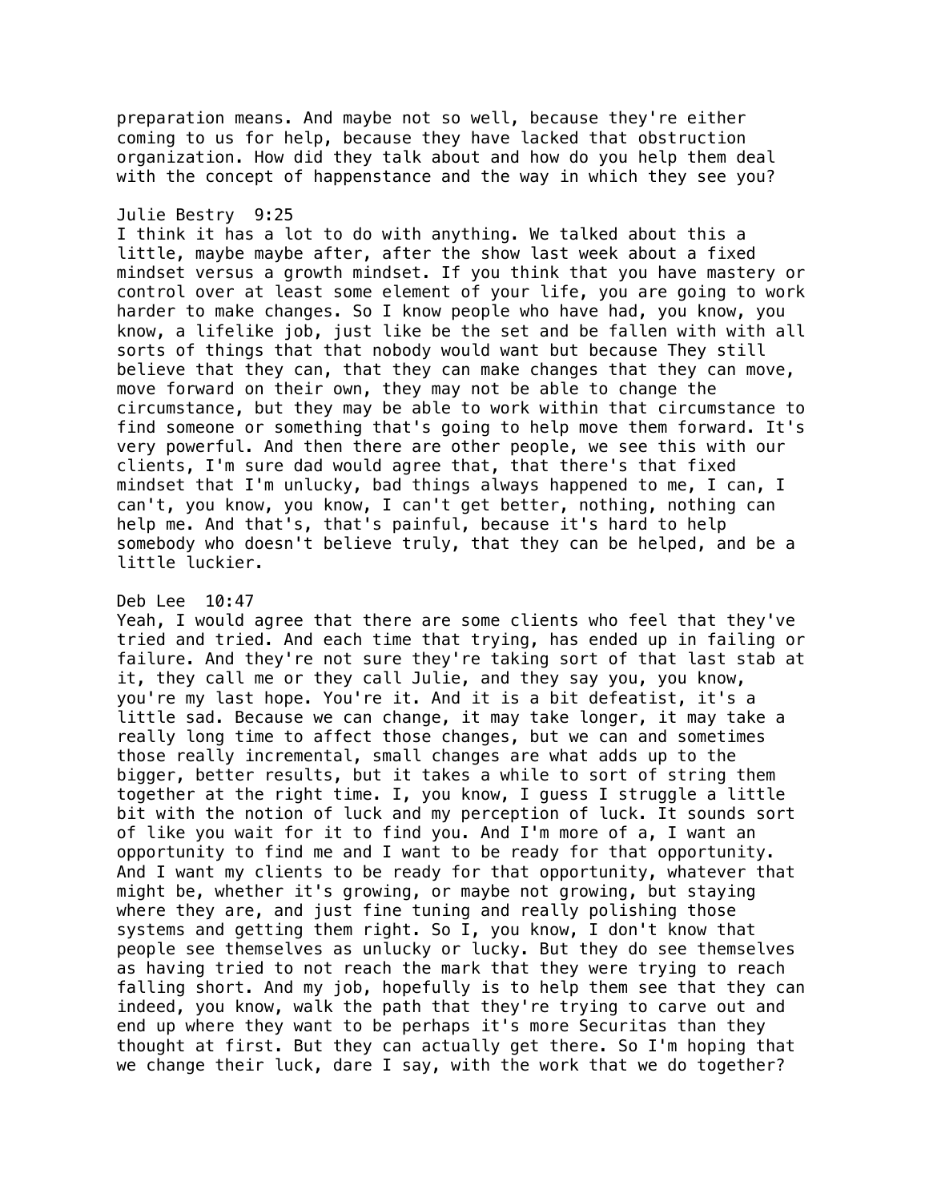preparation means. And maybe not so well, because they're either coming to us for help, because they have lacked that obstruction organization. How did they talk about and how do you help them deal with the concept of happenstance and the way in which they see you?

Julie Bestry  9:25
I think it has a lot to do with anything. We talked about this a little, maybe maybe after, after the show last week about a fixed mindset versus a growth mindset. If you think that you have mastery or control over at least some element of your life, you are going to work harder to make changes. So I know people who have had, you know, you know, a lifelike job, just like be the set and be fallen with with all sorts of things that that nobody would want but because They still believe that they can, that they can make changes that they can move, move forward on their own, they may not be able to change the circumstance, but they may be able to work within that circumstance to find someone or something that's going to help move them forward. It's very powerful. And then there are other people, we see this with our clients, I'm sure dad would agree that, that there's that fixed mindset that I'm unlucky, bad things always happened to me, I can, I can't, you know, you know, I can't get better, nothing, nothing can help me. And that's, that's painful, because it's hard to help somebody who doesn't believe truly, that they can be helped, and be a little luckier.

Deb Lee  10:47
Yeah, I would agree that there are some clients who feel that they've tried and tried. And each time that trying, has ended up in failing or failure. And they're not sure they're taking sort of that last stab at it, they call me or they call Julie, and they say you, you know, you're my last hope. You're it. And it is a bit defeatist, it's a little sad. Because we can change, it may take longer, it may take a really long time to affect those changes, but we can and sometimes those really incremental, small changes are what adds up to the bigger, better results, but it takes a while to sort of string them together at the right time. I, you know, I guess I struggle a little bit with the notion of luck and my perception of luck. It sounds sort of like you wait for it to find you. And I'm more of a, I want an opportunity to find me and I want to be ready for that opportunity. And I want my clients to be ready for that opportunity, whatever that might be, whether it's growing, or maybe not growing, but staying where they are, and just fine tuning and really polishing those systems and getting them right. So I, you know, I don't know that people see themselves as unlucky or lucky. But they do see themselves as having tried to not reach the mark that they were trying to reach falling short. And my job, hopefully is to help them see that they can indeed, you know, walk the path that they're trying to carve out and end up where they want to be perhaps it's more Securitas than they thought at first. But they can actually get there. So I'm hoping that we change their luck, dare I say, with the work that we do together?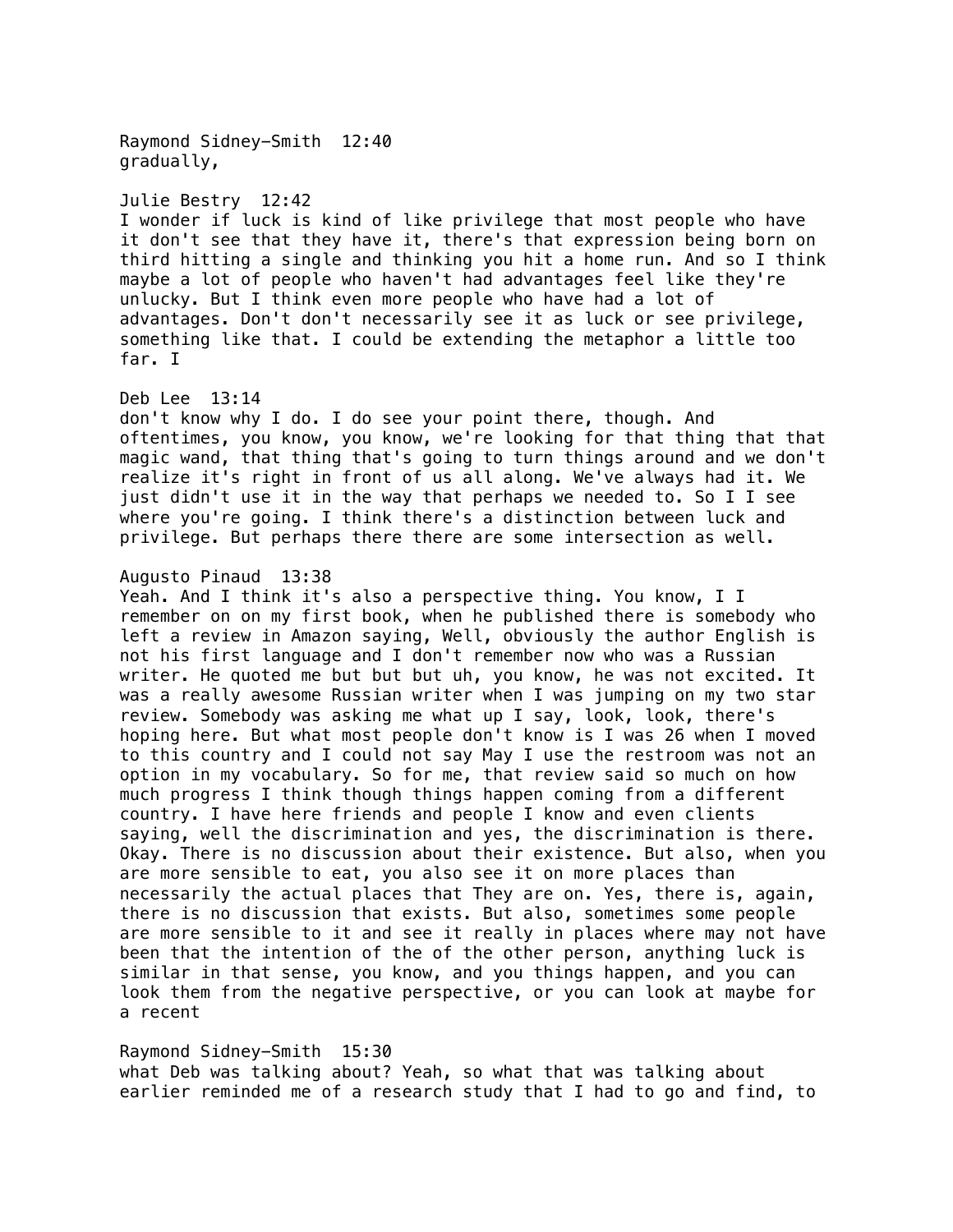Raymond Sidney-Smith 12:40
gradually,

Julie Bestry 12:42
I wonder if luck is kind of like privilege that most people who have it don't see that they have it, there's that expression being born on third hitting a single and thinking you hit a home run. And so I think maybe a lot of people who haven't had advantages feel like they're unlucky. But I think even more people who have had a lot of advantages. Don't don't necessarily see it as luck or see privilege, something like that. I could be extending the metaphor a little too far. I

Deb Lee 13:14
don't know why I do. I do see your point there, though. And oftentimes, you know, you know, we're looking for that thing that that magic wand, that thing that's going to turn things around and we don't realize it's right in front of us all along. We've always had it. We just didn't use it in the way that perhaps we needed to. So I I see where you're going. I think there's a distinction between luck and privilege. But perhaps there there are some intersection as well.

Augusto Pinaud 13:38
Yeah. And I think it's also a perspective thing. You know, I I remember on on my first book, when he published there is somebody who left a review in Amazon saying, Well, obviously the author English is not his first language and I don't remember now who was a Russian writer. He quoted me but but but uh, you know, he was not excited. It was a really awesome Russian writer when I was jumping on my two star review. Somebody was asking me what up I say, look, look, there's hoping here. But what most people don't know is I was 26 when I moved to this country and I could not say May I use the restroom was not an option in my vocabulary. So for me, that review said so much on how much progress I think though things happen coming from a different country. I have here friends and people I know and even clients saying, well the discrimination and yes, the discrimination is there. Okay. There is no discussion about their existence. But also, when you are more sensible to eat, you also see it on more places than necessarily the actual places that They are on. Yes, there is, again, there is no discussion that exists. But also, sometimes some people are more sensible to it and see it really in places where may not have been that the intention of the of the other person, anything luck is similar in that sense, you know, and you things happen, and you can look them from the negative perspective, or you can look at maybe for a recent

Raymond Sidney-Smith 15:30
what Deb was talking about? Yeah, so what that was talking about earlier reminded me of a research study that I had to go and find, to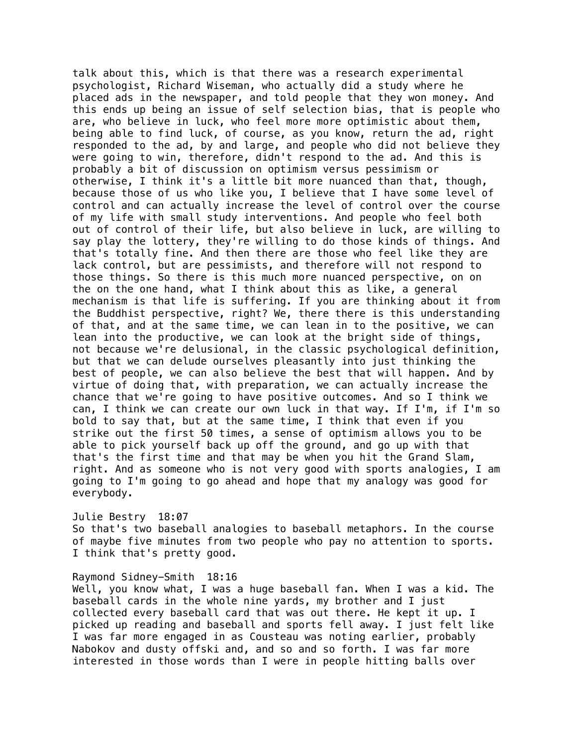talk about this, which is that there was a research experimental psychologist, Richard Wiseman, who actually did a study where he placed ads in the newspaper, and told people that they won money. And this ends up being an issue of self selection bias, that is people who are, who believe in luck, who feel more more optimistic about them, being able to find luck, of course, as you know, return the ad, right responded to the ad, by and large, and people who did not believe they were going to win, therefore, didn't respond to the ad. And this is probably a bit of discussion on optimism versus pessimism or otherwise, I think it's a little bit more nuanced than that, though, because those of us who like you, I believe that I have some level of control and can actually increase the level of control over the course of my life with small study interventions. And people who feel both out of control of their life, but also believe in luck, are willing to say play the lottery, they're willing to do those kinds of things. And that's totally fine. And then there are those who feel like they are lack control, but are pessimists, and therefore will not respond to those things. So there is this much more nuanced perspective, on on the on the one hand, what I think about this as like, a general mechanism is that life is suffering. If you are thinking about it from the Buddhist perspective, right? We, there there is this understanding of that, and at the same time, we can lean in to the positive, we can lean into the productive, we can look at the bright side of things, not because we're delusional, in the classic psychological definition, but that we can delude ourselves pleasantly into just thinking the best of people, we can also believe the best that will happen. And by virtue of doing that, with preparation, we can actually increase the chance that we're going to have positive outcomes. And so I think we can, I think we can create our own luck in that way. If I'm, if I'm so bold to say that, but at the same time, I think that even if you strike out the first 50 times, a sense of optimism allows you to be able to pick yourself back up off the ground, and go up with that that's the first time and that may be when you hit the Grand Slam, right. And as someone who is not very good with sports analogies, I am going to I'm going to go ahead and hope that my analogy was good for everybody.

Julie Bestry 18:07
So that's two baseball analogies to baseball metaphors. In the course of maybe five minutes from two people who pay no attention to sports. I think that's pretty good.

Raymond Sidney-Smith 18:16
Well, you know what, I was a huge baseball fan. When I was a kid. The baseball cards in the whole nine yards, my brother and I just collected every baseball card that was out there. He kept it up. I picked up reading and baseball and sports fell away. I just felt like I was far more engaged in as Cousteau was noting earlier, probably Nabokov and dusty offski and, and so and so forth. I was far more interested in those words than I were in people hitting balls over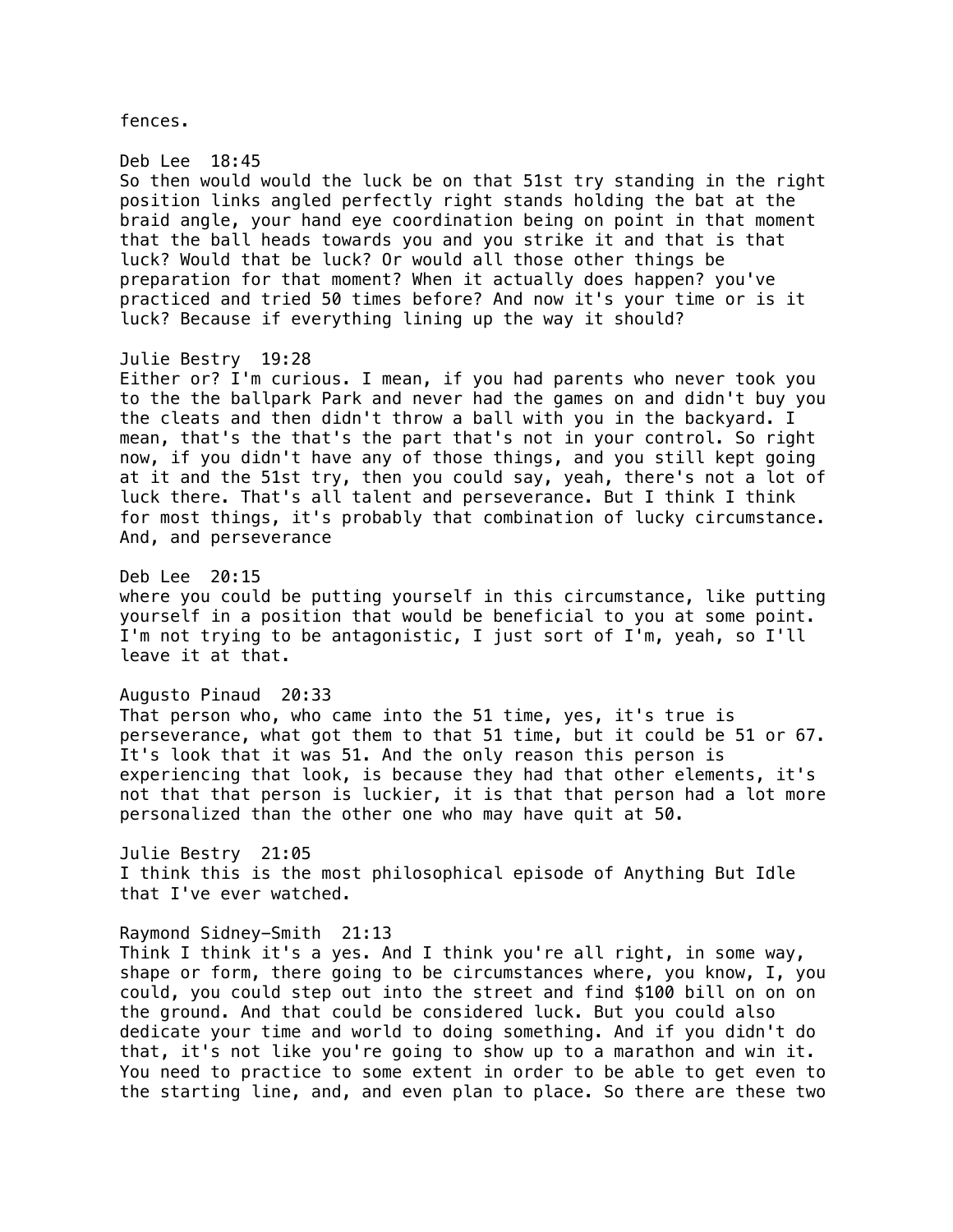fences.

Deb Lee 18:45
So then would would the luck be on that 51st try standing in the right position links angled perfectly right stands holding the bat at the braid angle, your hand eye coordination being on point in that moment that the ball heads towards you and you strike it and that is that luck? Would that be luck? Or would all those other things be preparation for that moment? When it actually does happen? you've practiced and tried 50 times before? And now it's your time or is it luck? Because if everything lining up the way it should?

Julie Bestry 19:28
Either or? I'm curious. I mean, if you had parents who never took you to the the ballpark Park and never had the games on and didn't buy you the cleats and then didn't throw a ball with you in the backyard. I mean, that's the that's the part that's not in your control. So right now, if you didn't have any of those things, and you still kept going at it and the 51st try, then you could say, yeah, there's not a lot of luck there. That's all talent and perseverance. But I think I think for most things, it's probably that combination of lucky circumstance. And, and perseverance

Deb Lee 20:15
where you could be putting yourself in this circumstance, like putting yourself in a position that would be beneficial to you at some point. I'm not trying to be antagonistic, I just sort of I'm, yeah, so I'll leave it at that.

Augusto Pinaud 20:33
That person who, who came into the 51 time, yes, it's true is perseverance, what got them to that 51 time, but it could be 51 or 67. It's look that it was 51. And the only reason this person is experiencing that look, is because they had that other elements, it's not that that person is luckier, it is that that person had a lot more personalized than the other one who may have quit at 50.

Julie Bestry 21:05
I think this is the most philosophical episode of Anything But Idle that I've ever watched.

Raymond Sidney-Smith 21:13
Think I think it's a yes. And I think you're all right, in some way, shape or form, there going to be circumstances where, you know, I, you could, you could step out into the street and find $100 bill on on on the ground. And that could be considered luck. But you could also dedicate your time and world to doing something. And if you didn't do that, it's not like you're going to show up to a marathon and win it. You need to practice to some extent in order to be able to get even to the starting line, and, and even plan to place. So there are these two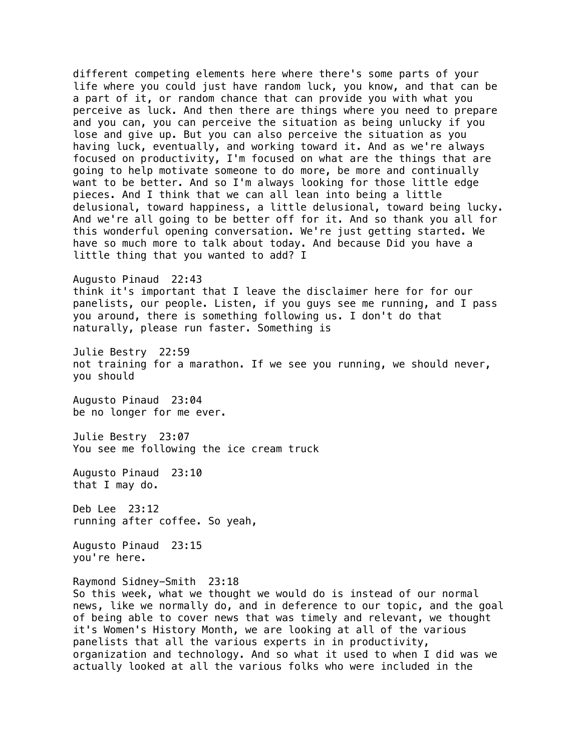different competing elements here where there's some parts of your life where you could just have random luck, you know, and that can be a part of it, or random chance that can provide you with what you perceive as luck. And then there are things where you need to prepare and you can, you can perceive the situation as being unlucky if you lose and give up. But you can also perceive the situation as you having luck, eventually, and working toward it. And as we're always focused on productivity, I'm focused on what are the things that are going to help motivate someone to do more, be more and continually want to be better. And so I'm always looking for those little edge pieces. And I think that we can all lean into being a little delusional, toward happiness, a little delusional, toward being lucky. And we're all going to be better off for it. And so thank you all for this wonderful opening conversation. We're just getting started. We have so much more to talk about today. And because Did you have a little thing that you wanted to add? I

Augusto Pinaud 22:43
think it's important that I leave the disclaimer here for for our panelists, our people. Listen, if you guys see me running, and I pass you around, there is something following us. I don't do that naturally, please run faster. Something is

Julie Bestry 22:59
not training for a marathon. If we see you running, we should never, you should

Augusto Pinaud 23:04
be no longer for me ever.

Julie Bestry 23:07
You see me following the ice cream truck

Augusto Pinaud 23:10
that I may do.

Deb Lee 23:12
running after coffee. So yeah,

Augusto Pinaud 23:15
you're here.

Raymond Sidney-Smith 23:18
So this week, what we thought we would do is instead of our normal news, like we normally do, and in deference to our topic, and the goal of being able to cover news that was timely and relevant, we thought it's Women's History Month, we are looking at all of the various panelists that all the various experts in in productivity, organization and technology. And so what it used to when I did was we actually looked at all the various folks who were included in the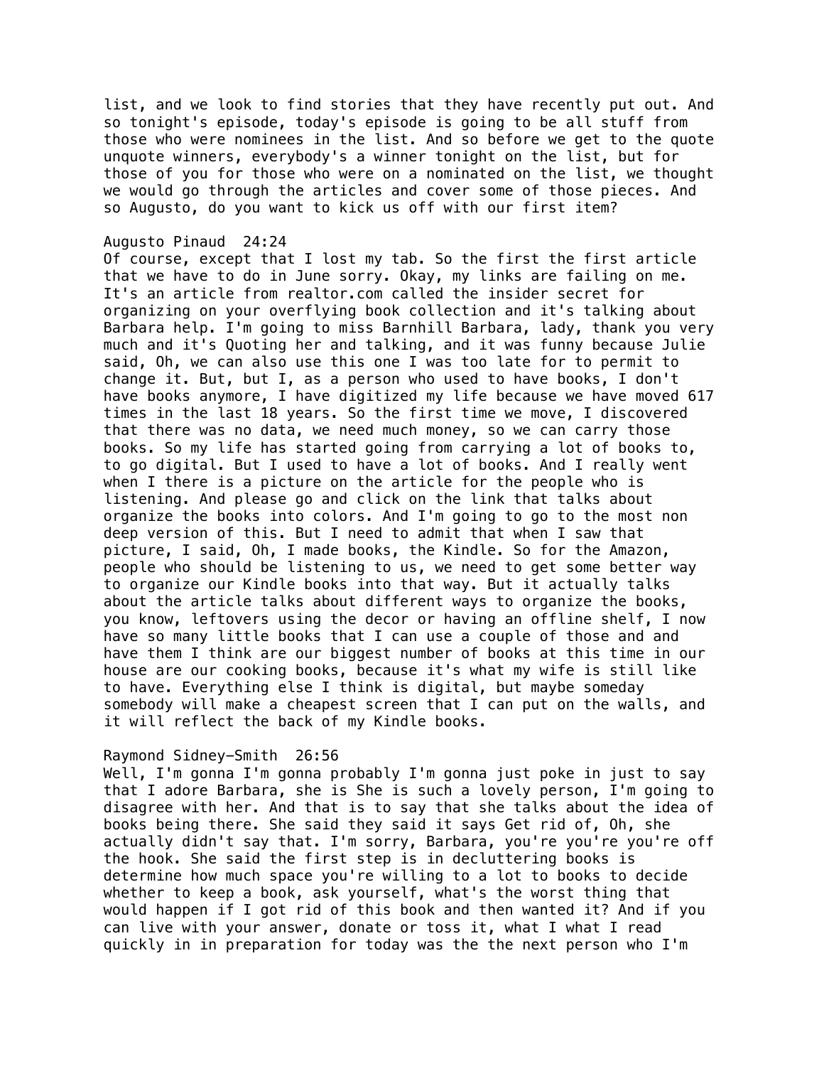list, and we look to find stories that they have recently put out. And so tonight's episode, today's episode is going to be all stuff from those who were nominees in the list. And so before we get to the quote unquote winners, everybody's a winner tonight on the list, but for those of you for those who were on a nominated on the list, we thought we would go through the articles and cover some of those pieces. And so Augusto, do you want to kick us off with our first item?

Augusto Pinaud 24:24
Of course, except that I lost my tab. So the first the first article that we have to do in June sorry. Okay, my links are failing on me. It's an article from realtor.com called the insider secret for organizing on your overflying book collection and it's talking about Barbara help. I'm going to miss Barnhill Barbara, lady, thank you very much and it's Quoting her and talking, and it was funny because Julie said, Oh, we can also use this one I was too late for to permit to change it. But, but I, as a person who used to have books, I don't have books anymore, I have digitized my life because we have moved 617 times in the last 18 years. So the first time we move, I discovered that there was no data, we need much money, so we can carry those books. So my life has started going from carrying a lot of books to, to go digital. But I used to have a lot of books. And I really went when I there is a picture on the article for the people who is listening. And please go and click on the link that talks about organize the books into colors. And I'm going to go to the most non deep version of this. But I need to admit that when I saw that picture, I said, Oh, I made books, the Kindle. So for the Amazon, people who should be listening to us, we need to get some better way to organize our Kindle books into that way. But it actually talks about the article talks about different ways to organize the books, you know, leftovers using the decor or having an offline shelf, I now have so many little books that I can use a couple of those and and have them I think are our biggest number of books at this time in our house are our cooking books, because it's what my wife is still like to have. Everything else I think is digital, but maybe someday somebody will make a cheapest screen that I can put on the walls, and it will reflect the back of my Kindle books.

Raymond Sidney-Smith 26:56
Well, I'm gonna I'm gonna probably I'm gonna just poke in just to say that I adore Barbara, she is She is such a lovely person, I'm going to disagree with her. And that is to say that she talks about the idea of books being there. She said they said it says Get rid of, Oh, she actually didn't say that. I'm sorry, Barbara, you're you're you're off the hook. She said the first step is in decluttering books is determine how much space you're willing to a lot to books to decide whether to keep a book, ask yourself, what's the worst thing that would happen if I got rid of this book and then wanted it? And if you can live with your answer, donate or toss it, what I what I read quickly in in preparation for today was the the next person who I'm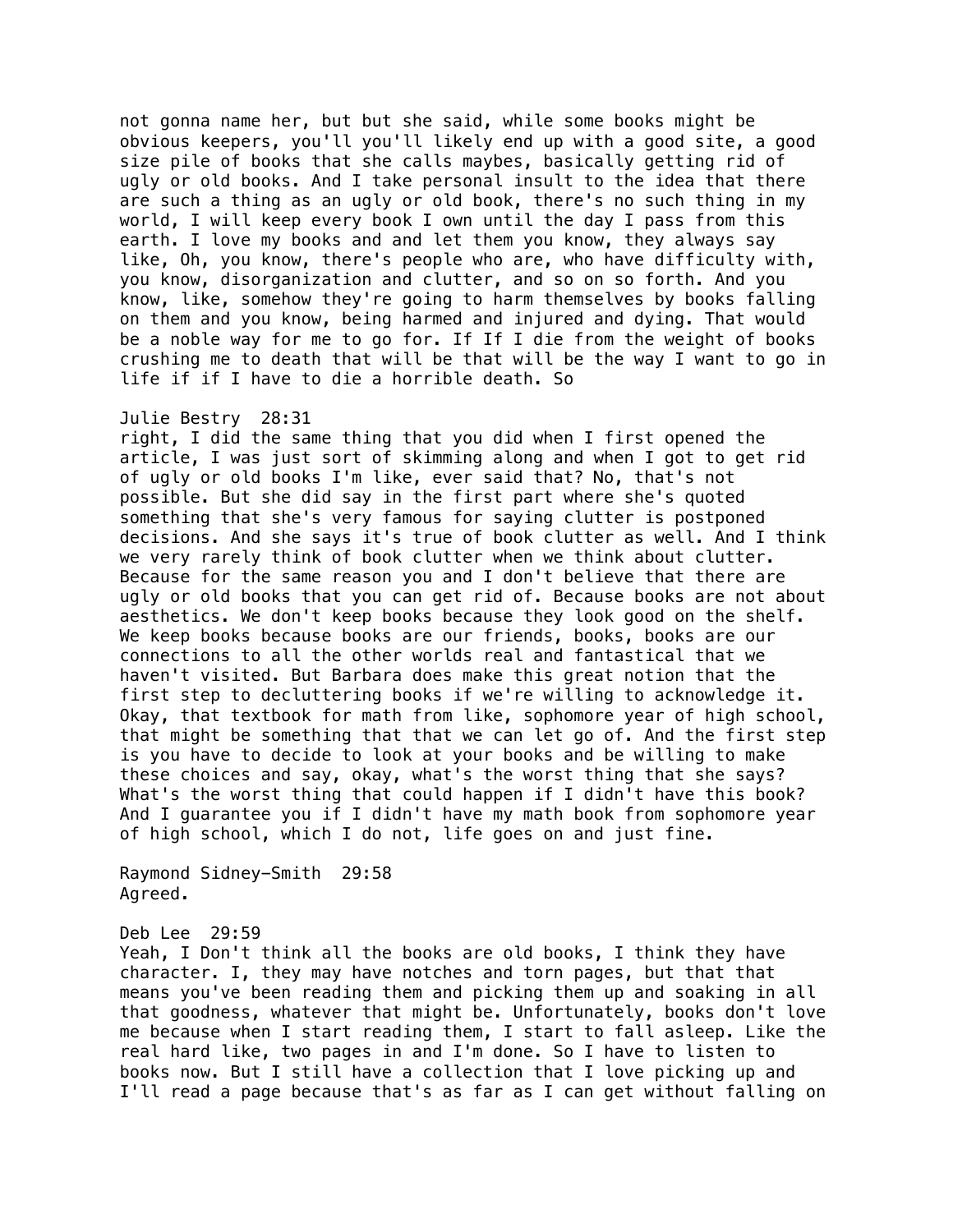not gonna name her, but but she said, while some books might be obvious keepers, you'll you'll likely end up with a good site, a good size pile of books that she calls maybes, basically getting rid of ugly or old books. And I take personal insult to the idea that there are such a thing as an ugly or old book, there's no such thing in my world, I will keep every book I own until the day I pass from this earth. I love my books and and let them you know, they always say like, Oh, you know, there's people who are, who have difficulty with, you know, disorganization and clutter, and so on so forth. And you know, like, somehow they're going to harm themselves by books falling on them and you know, being harmed and injured and dying. That would be a noble way for me to go for. If If I die from the weight of books crushing me to death that will be that will be the way I want to go in life if if I have to die a horrible death. So

Julie Bestry 28:31
right, I did the same thing that you did when I first opened the article, I was just sort of skimming along and when I got to get rid of ugly or old books I'm like, ever said that? No, that's not possible. But she did say in the first part where she's quoted something that she's very famous for saying clutter is postponed decisions. And she says it's true of book clutter as well. And I think we very rarely think of book clutter when we think about clutter. Because for the same reason you and I don't believe that there are ugly or old books that you can get rid of. Because books are not about aesthetics. We don't keep books because they look good on the shelf. We keep books because books are our friends, books, books are our connections to all the other worlds real and fantastical that we haven't visited. But Barbara does make this great notion that the first step to decluttering books if we're willing to acknowledge it. Okay, that textbook for math from like, sophomore year of high school, that might be something that that we can let go of. And the first step is you have to decide to look at your books and be willing to make these choices and say, okay, what's the worst thing that she says? What's the worst thing that could happen if I didn't have this book? And I guarantee you if I didn't have my math book from sophomore year of high school, which I do not, life goes on and just fine.

Raymond Sidney-Smith 29:58
Agreed.

Deb Lee 29:59
Yeah, I Don't think all the books are old books, I think they have character. I, they may have notches and torn pages, but that that means you've been reading them and picking them up and soaking in all that goodness, whatever that might be. Unfortunately, books don't love me because when I start reading them, I start to fall asleep. Like the real hard like, two pages in and I'm done. So I have to listen to books now. But I still have a collection that I love picking up and I'll read a page because that's as far as I can get without falling on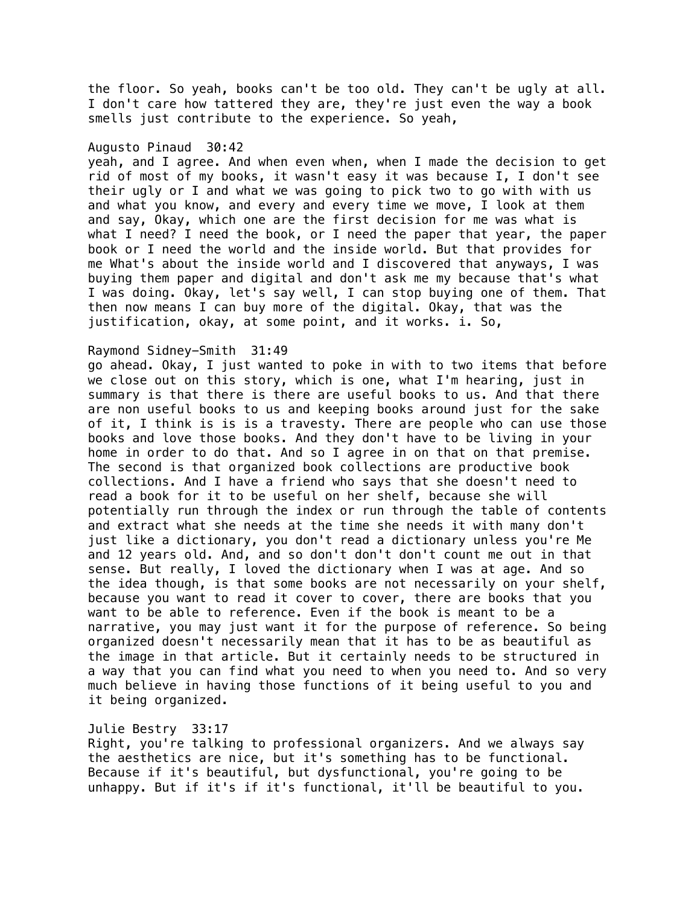the floor. So yeah, books can't be too old. They can't be ugly at all. I don't care how tattered they are, they're just even the way a book smells just contribute to the experience. So yeah,

Augusto Pinaud 30:42
yeah, and I agree. And when even when, when I made the decision to get rid of most of my books, it wasn't easy it was because I, I don't see their ugly or I and what we was going to pick two to go with with us and what you know, and every and every time we move, I look at them and say, Okay, which one are the first decision for me was what is what I need? I need the book, or I need the paper that year, the paper book or I need the world and the inside world. But that provides for me What's about the inside world and I discovered that anyways, I was buying them paper and digital and don't ask me my because that's what I was doing. Okay, let's say well, I can stop buying one of them. That then now means I can buy more of the digital. Okay, that was the justification, okay, at some point, and it works. i. So,

Raymond Sidney-Smith 31:49
go ahead. Okay, I just wanted to poke in with to two items that before we close out on this story, which is one, what I'm hearing, just in summary is that there is there are useful books to us. And that there are non useful books to us and keeping books around just for the sake of it, I think is is is a travesty. There are people who can use those books and love those books. And they don't have to be living in your home in order to do that. And so I agree in on that on that premise. The second is that organized book collections are productive book collections. And I have a friend who says that she doesn't need to read a book for it to be useful on her shelf, because she will potentially run through the index or run through the table of contents and extract what she needs at the time she needs it with many don't just like a dictionary, you don't read a dictionary unless you're Me and 12 years old. And, and so don't don't don't count me out in that sense. But really, I loved the dictionary when I was at age. And so the idea though, is that some books are not necessarily on your shelf, because you want to read it cover to cover, there are books that you want to be able to reference. Even if the book is meant to be a narrative, you may just want it for the purpose of reference. So being organized doesn't necessarily mean that it has to be as beautiful as the image in that article. But it certainly needs to be structured in a way that you can find what you need to when you need to. And so very much believe in having those functions of it being useful to you and it being organized.

Julie Bestry 33:17
Right, you're talking to professional organizers. And we always say the aesthetics are nice, but it's something has to be functional. Because if it's beautiful, but dysfunctional, you're going to be unhappy. But if it's if it's functional, it'll be beautiful to you.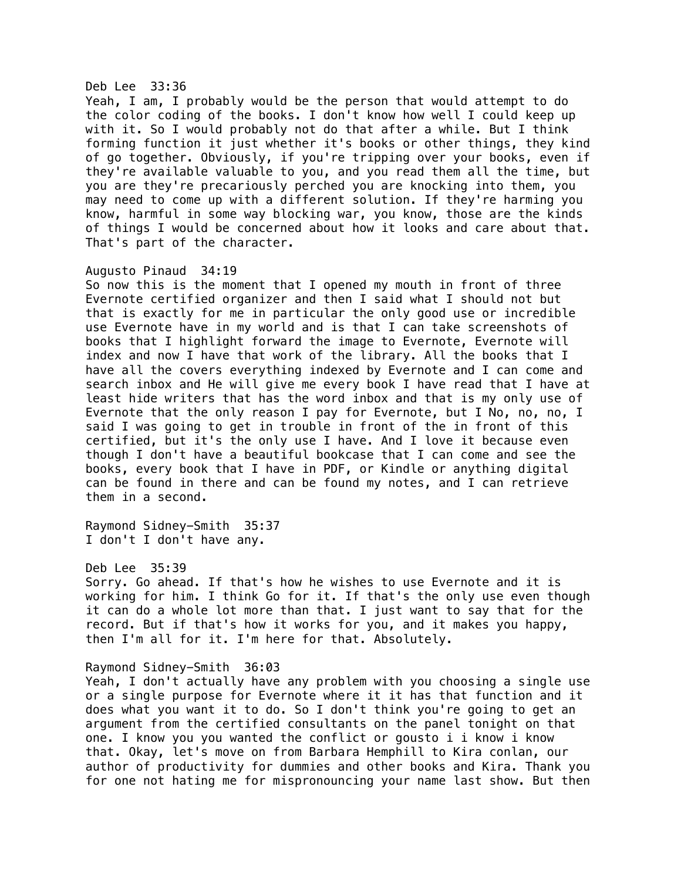Deb Lee  33:36
Yeah, I am, I probably would be the person that would attempt to do the color coding of the books. I don't know how well I could keep up with it. So I would probably not do that after a while. But I think forming function it just whether it's books or other things, they kind of go together. Obviously, if you're tripping over your books, even if they're available valuable to you, and you read them all the time, but you are they're precariously perched you are knocking into them, you may need to come up with a different solution. If they're harming you know, harmful in some way blocking war, you know, those are the kinds of things I would be concerned about how it looks and care about that. That's part of the character.

Augusto Pinaud  34:19
So now this is the moment that I opened my mouth in front of three Evernote certified organizer and then I said what I should not but that is exactly for me in particular the only good use or incredible use Evernote have in my world and is that I can take screenshots of books that I highlight forward the image to Evernote, Evernote will index and now I have that work of the library. All the books that I have all the covers everything indexed by Evernote and I can come and search inbox and He will give me every book I have read that I have at least hide writers that has the word inbox and that is my only use of Evernote that the only reason I pay for Evernote, but I No, no, no, I said I was going to get in trouble in front of the in front of this certified, but it's the only use I have. And I love it because even though I don't have a beautiful bookcase that I can come and see the books, every book that I have in PDF, or Kindle or anything digital can be found in there and can be found my notes, and I can retrieve them in a second.

Raymond Sidney-Smith  35:37
I don't I don't have any.

Deb Lee  35:39
Sorry. Go ahead. If that's how he wishes to use Evernote and it is working for him. I think Go for it. If that's the only use even though it can do a whole lot more than that. I just want to say that for the record. But if that's how it works for you, and it makes you happy, then I'm all for it. I'm here for that. Absolutely.

Raymond Sidney-Smith  36:03
Yeah, I don't actually have any problem with you choosing a single use or a single purpose for Evernote where it it has that function and it does what you want it to do. So I don't think you're going to get an argument from the certified consultants on the panel tonight on that one. I know you you wanted the conflict or gousto i i know i know that. Okay, let's move on from Barbara Hemphill to Kira conlan, our author of productivity for dummies and other books and Kira. Thank you for one not hating me for mispronouncing your name last show. But then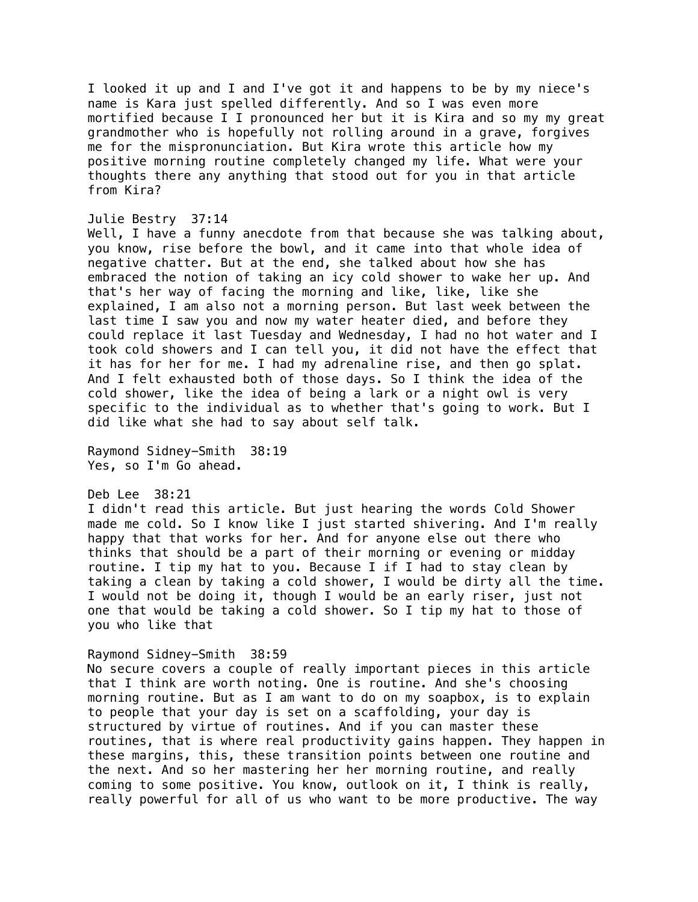I looked it up and I and I've got it and happens to be by my niece's name is Kara just spelled differently. And so I was even more mortified because I I pronounced her but it is Kira and so my my great grandmother who is hopefully not rolling around in a grave, forgives me for the mispronunciation. But Kira wrote this article how my positive morning routine completely changed my life. What were your thoughts there any anything that stood out for you in that article from Kira?

Julie Bestry 37:14
Well, I have a funny anecdote from that because she was talking about, you know, rise before the bowl, and it came into that whole idea of negative chatter. But at the end, she talked about how she has embraced the notion of taking an icy cold shower to wake her up. And that's her way of facing the morning and like, like, like she explained, I am also not a morning person. But last week between the last time I saw you and now my water heater died, and before they could replace it last Tuesday and Wednesday, I had no hot water and I took cold showers and I can tell you, it did not have the effect that it has for her for me. I had my adrenaline rise, and then go splat. And I felt exhausted both of those days. So I think the idea of the cold shower, like the idea of being a lark or a night owl is very specific to the individual as to whether that's going to work. But I did like what she had to say about self talk.

Raymond Sidney-Smith 38:19
Yes, so I'm Go ahead.

Deb Lee 38:21
I didn't read this article. But just hearing the words Cold Shower made me cold. So I know like I just started shivering. And I'm really happy that that works for her. And for anyone else out there who thinks that should be a part of their morning or evening or midday routine. I tip my hat to you. Because I if I had to stay clean by taking a clean by taking a cold shower, I would be dirty all the time. I would not be doing it, though I would be an early riser, just not one that would be taking a cold shower. So I tip my hat to those of you who like that

Raymond Sidney-Smith 38:59
No secure covers a couple of really important pieces in this article that I think are worth noting. One is routine. And she's choosing morning routine. But as I am want to do on my soapbox, is to explain to people that your day is set on a scaffolding, your day is structured by virtue of routines. And if you can master these routines, that is where real productivity gains happen. They happen in these margins, this, these transition points between one routine and the next. And so her mastering her her morning routine, and really coming to some positive. You know, outlook on it, I think is really, really powerful for all of us who want to be more productive. The way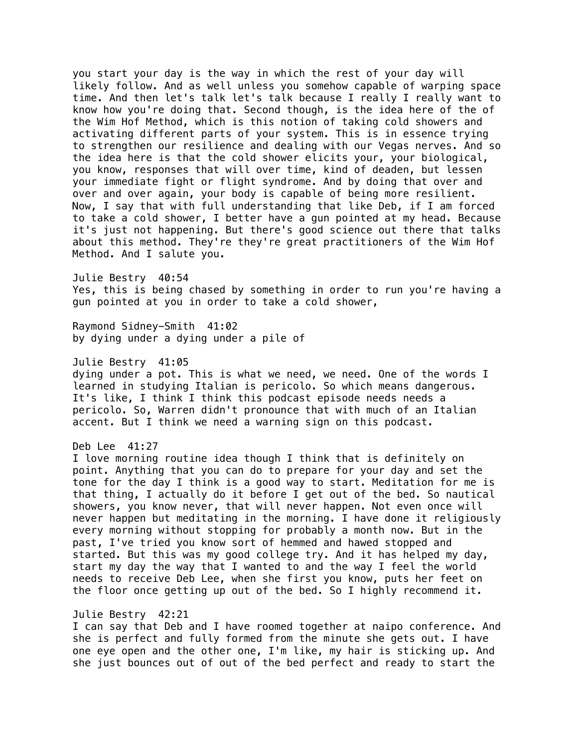you start your day is the way in which the rest of your day will likely follow. And as well unless you somehow capable of warping space time. And then let's talk let's talk because I really I really want to know how you're doing that. Second though, is the idea here of the of the Wim Hof Method, which is this notion of taking cold showers and activating different parts of your system. This is in essence trying to strengthen our resilience and dealing with our Vegas nerves. And so the idea here is that the cold shower elicits your, your biological, you know, responses that will over time, kind of deaden, but lessen your immediate fight or flight syndrome. And by doing that over and over and over again, your body is capable of being more resilient. Now, I say that with full understanding that like Deb, if I am forced to take a cold shower, I better have a gun pointed at my head. Because it's just not happening. But there's good science out there that talks about this method. They're they're great practitioners of the Wim Hof Method. And I salute you.

Julie Bestry 40:54
Yes, this is being chased by something in order to run you're having a gun pointed at you in order to take a cold shower,

Raymond Sidney-Smith 41:02
by dying under a dying under a pile of

Julie Bestry 41:05
dying under a pot. This is what we need, we need. One of the words I learned in studying Italian is pericolo. So which means dangerous. It's like, I think I think this podcast episode needs needs a pericolo. So, Warren didn't pronounce that with much of an Italian accent. But I think we need a warning sign on this podcast.

Deb Lee 41:27
I love morning routine idea though I think that is definitely on point. Anything that you can do to prepare for your day and set the tone for the day I think is a good way to start. Meditation for me is that thing, I actually do it before I get out of the bed. So nautical showers, you know never, that will never happen. Not even once will never happen but meditating in the morning. I have done it religiously every morning without stopping for probably a month now. But in the past, I've tried you know sort of hemmed and hawed stopped and started. But this was my good college try. And it has helped my day, start my day the way that I wanted to and the way I feel the world needs to receive Deb Lee, when she first you know, puts her feet on the floor once getting up out of the bed. So I highly recommend it.

Julie Bestry 42:21
I can say that Deb and I have roomed together at naipo conference. And she is perfect and fully formed from the minute she gets out. I have one eye open and the other one, I'm like, my hair is sticking up. And she just bounces out of out of the bed perfect and ready to start the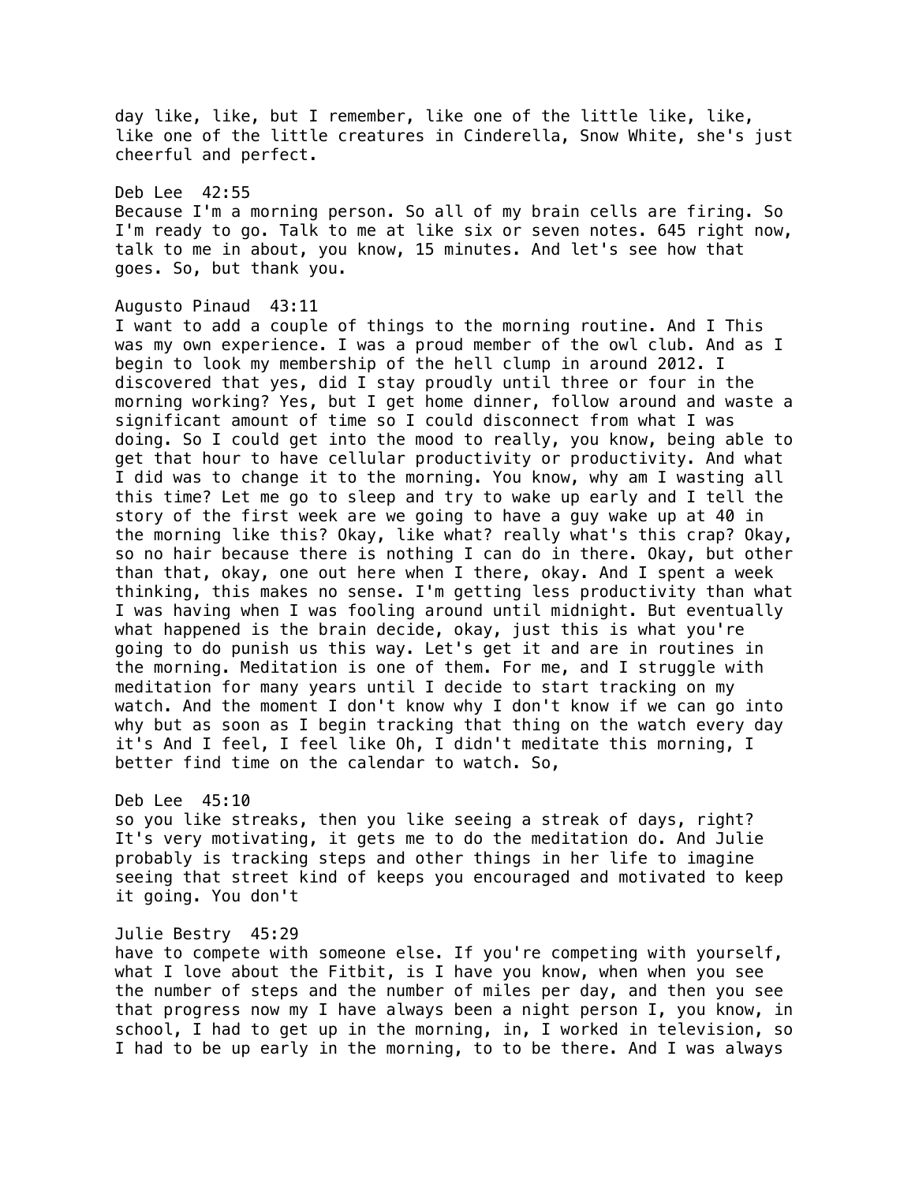day like, like, but I remember, like one of the little like, like, like one of the little creatures in Cinderella, Snow White, she's just cheerful and perfect.

Deb Lee 42:55
Because I'm a morning person. So all of my brain cells are firing. So I'm ready to go. Talk to me at like six or seven notes. 645 right now, talk to me in about, you know, 15 minutes. And let's see how that goes. So, but thank you.

Augusto Pinaud 43:11
I want to add a couple of things to the morning routine. And I This was my own experience. I was a proud member of the owl club. And as I begin to look my membership of the hell clump in around 2012. I discovered that yes, did I stay proudly until three or four in the morning working? Yes, but I get home dinner, follow around and waste a significant amount of time so I could disconnect from what I was doing. So I could get into the mood to really, you know, being able to get that hour to have cellular productivity or productivity. And what I did was to change it to the morning. You know, why am I wasting all this time? Let me go to sleep and try to wake up early and I tell the story of the first week are we going to have a guy wake up at 40 in the morning like this? Okay, like what? really what's this crap? Okay, so no hair because there is nothing I can do in there. Okay, but other than that, okay, one out here when I there, okay. And I spent a week thinking, this makes no sense. I'm getting less productivity than what I was having when I was fooling around until midnight. But eventually what happened is the brain decide, okay, just this is what you're going to do punish us this way. Let's get it and are in routines in the morning. Meditation is one of them. For me, and I struggle with meditation for many years until I decide to start tracking on my watch. And the moment I don't know why I don't know if we can go into why but as soon as I begin tracking that thing on the watch every day it's And I feel, I feel like Oh, I didn't meditate this morning, I better find time on the calendar to watch. So,

Deb Lee 45:10
so you like streaks, then you like seeing a streak of days, right? It's very motivating, it gets me to do the meditation do. And Julie probably is tracking steps and other things in her life to imagine seeing that street kind of keeps you encouraged and motivated to keep it going. You don't

Julie Bestry 45:29
have to compete with someone else. If you're competing with yourself, what I love about the Fitbit, is I have you know, when when you see the number of steps and the number of miles per day, and then you see that progress now my I have always been a night person I, you know, in school, I had to get up in the morning, in, I worked in television, so I had to be up early in the morning, to to be there. And I was always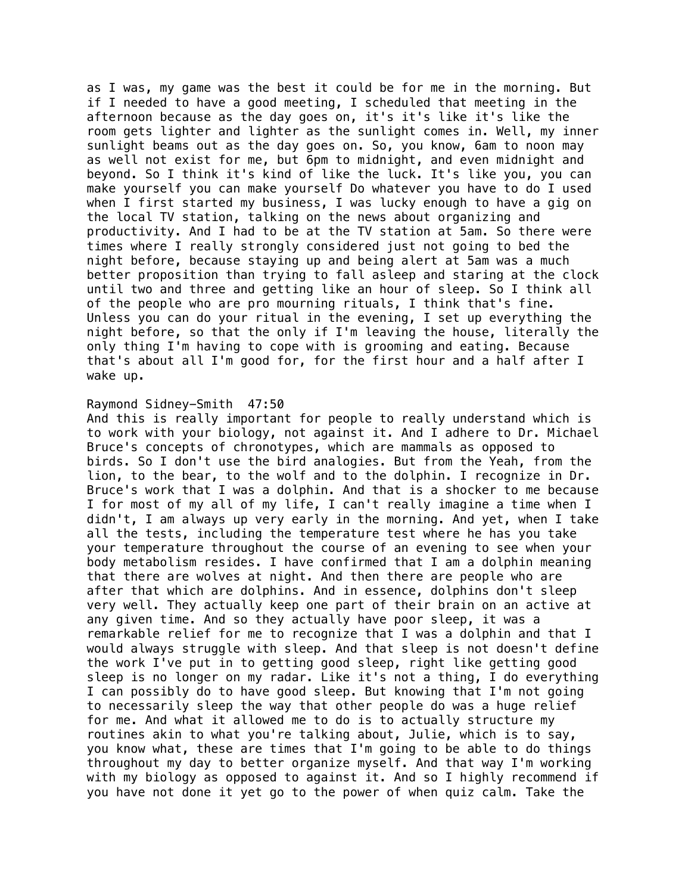as I was, my game was the best it could be for me in the morning. But if I needed to have a good meeting, I scheduled that meeting in the afternoon because as the day goes on, it's it's like it's like the room gets lighter and lighter as the sunlight comes in. Well, my inner sunlight beams out as the day goes on. So, you know, 6am to noon may as well not exist for me, but 6pm to midnight, and even midnight and beyond. So I think it's kind of like the luck. It's like you, you can make yourself you can make yourself Do whatever you have to do I used when I first started my business, I was lucky enough to have a gig on the local TV station, talking on the news about organizing and productivity. And I had to be at the TV station at 5am. So there were times where I really strongly considered just not going to bed the night before, because staying up and being alert at 5am was a much better proposition than trying to fall asleep and staring at the clock until two and three and getting like an hour of sleep. So I think all of the people who are pro mourning rituals, I think that's fine. Unless you can do your ritual in the evening, I set up everything the night before, so that the only if I'm leaving the house, literally the only thing I'm having to cope with is grooming and eating. Because that's about all I'm good for, for the first hour and a half after I wake up.

Raymond Sidney-Smith 47:50

And this is really important for people to really understand which is to work with your biology, not against it. And I adhere to Dr. Michael Bruce's concepts of chronotypes, which are mammals as opposed to birds. So I don't use the bird analogies. But from the Yeah, from the lion, to the bear, to the wolf and to the dolphin. I recognize in Dr. Bruce's work that I was a dolphin. And that is a shocker to me because I for most of my all of my life, I can't really imagine a time when I didn't, I am always up very early in the morning. And yet, when I take all the tests, including the temperature test where he has you take your temperature throughout the course of an evening to see when your body metabolism resides. I have confirmed that I am a dolphin meaning that there are wolves at night. And then there are people who are after that which are dolphins. And in essence, dolphins don't sleep very well. They actually keep one part of their brain on an active at any given time. And so they actually have poor sleep, it was a remarkable relief for me to recognize that I was a dolphin and that I would always struggle with sleep. And that sleep is not doesn't define the work I've put in to getting good sleep, right like getting good sleep is no longer on my radar. Like it's not a thing, I do everything I can possibly do to have good sleep. But knowing that I'm not going to necessarily sleep the way that other people do was a huge relief for me. And what it allowed me to do is to actually structure my routines akin to what you're talking about, Julie, which is to say, you know what, these are times that I'm going to be able to do things throughout my day to better organize myself. And that way I'm working with my biology as opposed to against it. And so I highly recommend if you have not done it yet go to the power of when quiz calm. Take the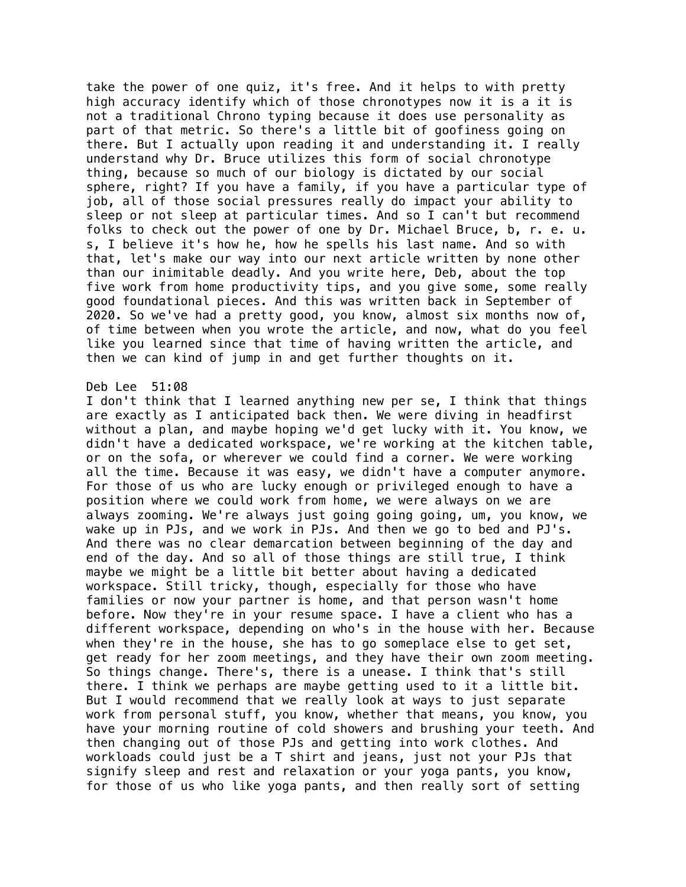take the power of one quiz, it's free. And it helps to with pretty high accuracy identify which of those chronotypes now it is a it is not a traditional Chrono typing because it does use personality as part of that metric. So there's a little bit of goofiness going on there. But I actually upon reading it and understanding it. I really understand why Dr. Bruce utilizes this form of social chronotype thing, because so much of our biology is dictated by our social sphere, right? If you have a family, if you have a particular type of job, all of those social pressures really do impact your ability to sleep or not sleep at particular times. And so I can't but recommend folks to check out the power of one by Dr. Michael Bruce, b, r. e. u. s, I believe it's how he, how he spells his last name. And so with that, let's make our way into our next article written by none other than our inimitable deadly. And you write here, Deb, about the top five work from home productivity tips, and you give some, some really good foundational pieces. And this was written back in September of 2020. So we've had a pretty good, you know, almost six months now of, of time between when you wrote the article, and now, what do you feel like you learned since that time of having written the article, and then we can kind of jump in and get further thoughts on it.

Deb Lee 51:08
I don't think that I learned anything new per se, I think that things are exactly as I anticipated back then. We were diving in headfirst without a plan, and maybe hoping we'd get lucky with it. You know, we didn't have a dedicated workspace, we're working at the kitchen table, or on the sofa, or wherever we could find a corner. We were working all the time. Because it was easy, we didn't have a computer anymore. For those of us who are lucky enough or privileged enough to have a position where we could work from home, we were always on we are always zooming. We're always just going going going, um, you know, we wake up in PJs, and we work in PJs. And then we go to bed and PJ's. And there was no clear demarcation between beginning of the day and end of the day. And so all of those things are still true, I think maybe we might be a little bit better about having a dedicated workspace. Still tricky, though, especially for those who have families or now your partner is home, and that person wasn't home before. Now they're in your resume space. I have a client who has a different workspace, depending on who's in the house with her. Because when they're in the house, she has to go someplace else to get set, get ready for her zoom meetings, and they have their own zoom meeting. So things change. There's, there is a unease. I think that's still there. I think we perhaps are maybe getting used to it a little bit. But I would recommend that we really look at ways to just separate work from personal stuff, you know, whether that means, you know, you have your morning routine of cold showers and brushing your teeth. And then changing out of those PJs and getting into work clothes. And workloads could just be a T shirt and jeans, just not your PJs that signify sleep and rest and relaxation or your yoga pants, you know, for those of us who like yoga pants, and then really sort of setting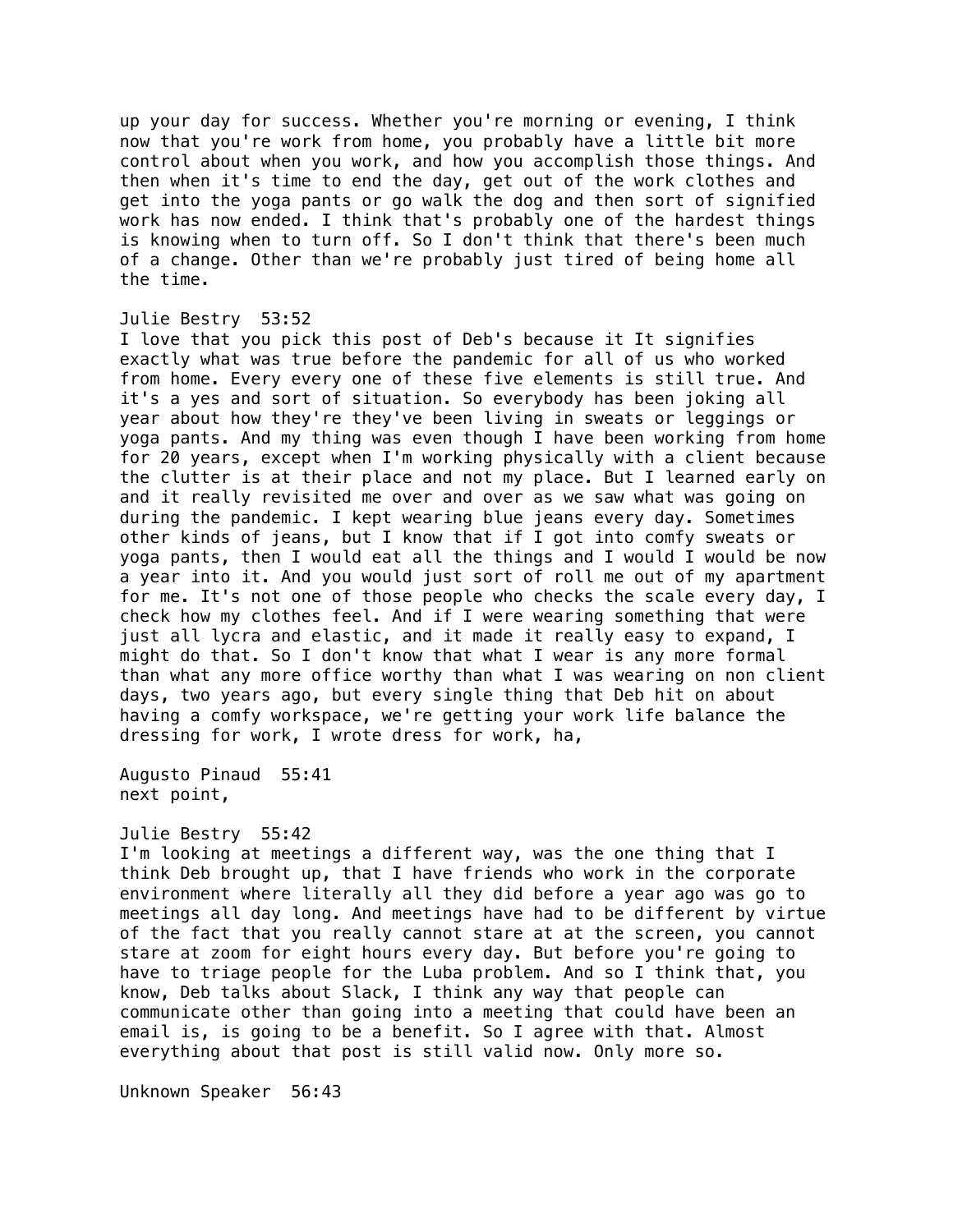up your day for success. Whether you're morning or evening, I think now that you're work from home, you probably have a little bit more control about when you work, and how you accomplish those things. And then when it's time to end the day, get out of the work clothes and get into the yoga pants or go walk the dog and then sort of signified work has now ended. I think that's probably one of the hardest things is knowing when to turn off. So I don't think that there's been much of a change. Other than we're probably just tired of being home all the time.

Julie Bestry 53:52
I love that you pick this post of Deb's because it It signifies exactly what was true before the pandemic for all of us who worked from home. Every every one of these five elements is still true. And it's a yes and sort of situation. So everybody has been joking all year about how they're they've been living in sweats or leggings or yoga pants. And my thing was even though I have been working from home for 20 years, except when I'm working physically with a client because the clutter is at their place and not my place. But I learned early on and it really revisited me over and over as we saw what was going on during the pandemic. I kept wearing blue jeans every day. Sometimes other kinds of jeans, but I know that if I got into comfy sweats or yoga pants, then I would eat all the things and I would I would be now a year into it. And you would just sort of roll me out of my apartment for me. It's not one of those people who checks the scale every day, I check how my clothes feel. And if I were wearing something that were just all lycra and elastic, and it made it really easy to expand, I might do that. So I don't know that what I wear is any more formal than what any more office worthy than what I was wearing on non client days, two years ago, but every single thing that Deb hit on about having a comfy workspace, we're getting your work life balance the dressing for work, I wrote dress for work, ha,

Augusto Pinaud 55:41
next point,

Julie Bestry 55:42
I'm looking at meetings a different way, was the one thing that I think Deb brought up, that I have friends who work in the corporate environment where literally all they did before a year ago was go to meetings all day long. And meetings have had to be different by virtue of the fact that you really cannot stare at at the screen, you cannot stare at zoom for eight hours every day. But before you're going to have to triage people for the Luba problem. And so I think that, you know, Deb talks about Slack, I think any way that people can communicate other than going into a meeting that could have been an email is, is going to be a benefit. So I agree with that. Almost everything about that post is still valid now. Only more so.

Unknown Speaker 56:43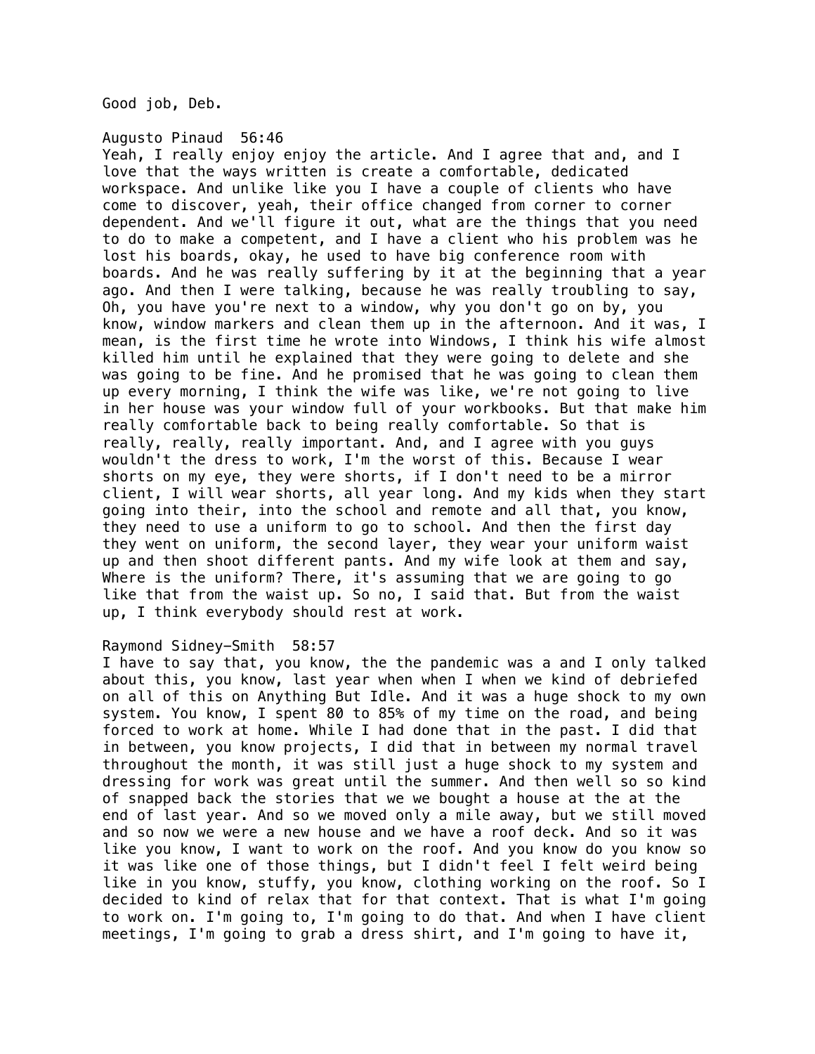Good job, Deb.

Augusto Pinaud  56:46
Yeah, I really enjoy enjoy the article. And I agree that and, and I love that the ways written is create a comfortable, dedicated workspace. And unlike like you I have a couple of clients who have come to discover, yeah, their office changed from corner to corner dependent. And we'll figure it out, what are the things that you need to do to make a competent, and I have a client who his problem was he lost his boards, okay, he used to have big conference room with boards. And he was really suffering by it at the beginning that a year ago. And then I were talking, because he was really troubling to say, Oh, you have you're next to a window, why you don't go on by, you know, window markers and clean them up in the afternoon. And it was, I mean, is the first time he wrote into Windows, I think his wife almost killed him until he explained that they were going to delete and she was going to be fine. And he promised that he was going to clean them up every morning, I think the wife was like, we're not going to live in her house was your window full of your workbooks. But that make him really comfortable back to being really comfortable. So that is really, really, really important. And, and I agree with you guys wouldn't the dress to work, I'm the worst of this. Because I wear shorts on my eye, they were shorts, if I don't need to be a mirror client, I will wear shorts, all year long. And my kids when they start going into their, into the school and remote and all that, you know, they need to use a uniform to go to school. And then the first day they went on uniform, the second layer, they wear your uniform waist up and then shoot different pants. And my wife look at them and say, Where is the uniform? There, it's assuming that we are going to go like that from the waist up. So no, I said that. But from the waist up, I think everybody should rest at work.

Raymond Sidney-Smith  58:57
I have to say that, you know, the the pandemic was a and I only talked about this, you know, last year when when I when we kind of debriefed on all of this on Anything But Idle. And it was a huge shock to my own system. You know, I spent 80 to 85% of my time on the road, and being forced to work at home. While I had done that in the past. I did that in between, you know projects, I did that in between my normal travel throughout the month, it was still just a huge shock to my system and dressing for work was great until the summer. And then well so so kind of snapped back the stories that we we bought a house at the at the end of last year. And so we moved only a mile away, but we still moved and so now we were a new house and we have a roof deck. And so it was like you know, I want to work on the roof. And you know do you know so it was like one of those things, but I didn't feel I felt weird being like in you know, stuffy, you know, clothing working on the roof. So I decided to kind of relax that for that context. That is what I'm going to work on. I'm going to, I'm going to do that. And when I have client meetings, I'm going to grab a dress shirt, and I'm going to have it,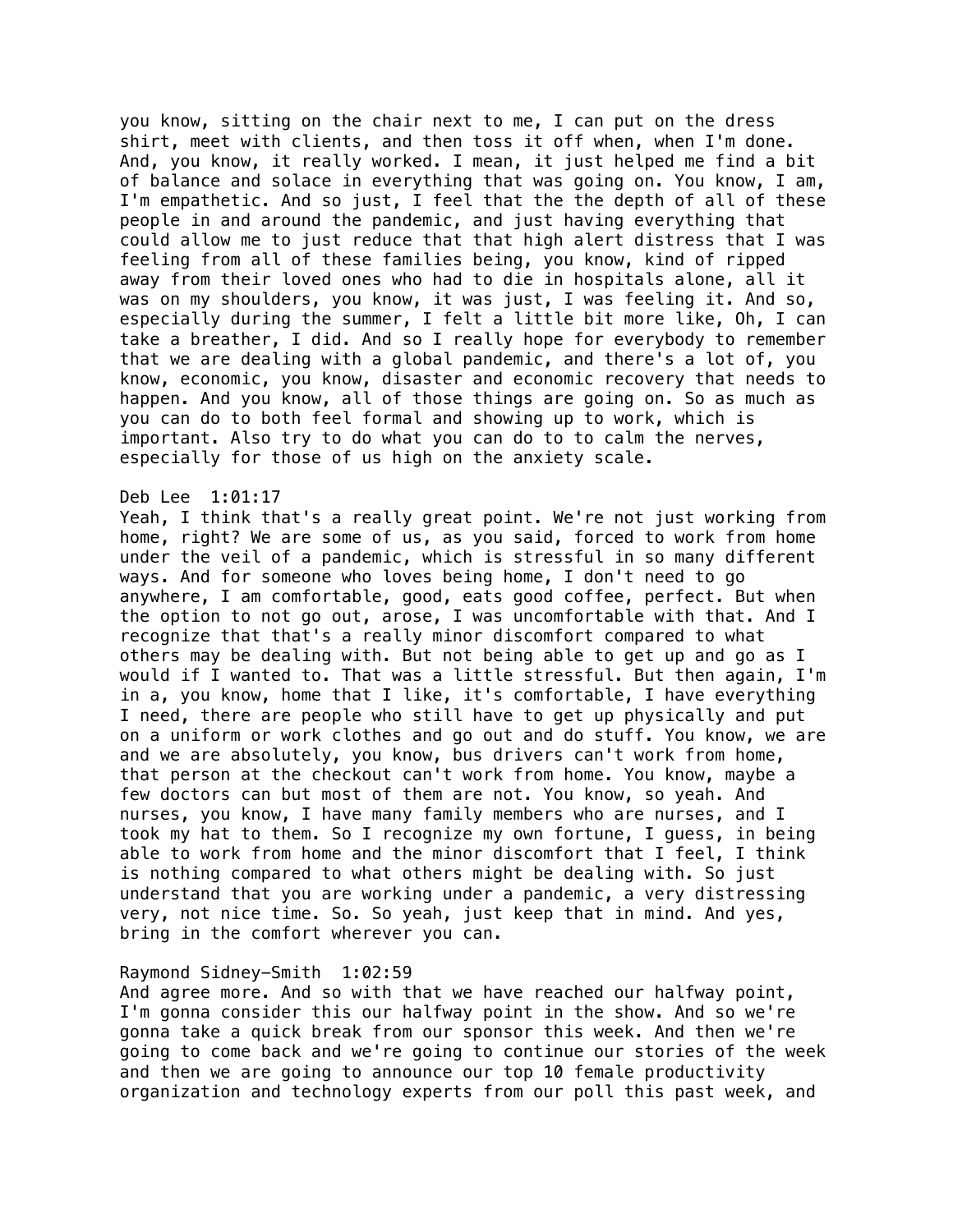you know, sitting on the chair next to me, I can put on the dress shirt, meet with clients, and then toss it off when, when I'm done. And, you know, it really worked. I mean, it just helped me find a bit of balance and solace in everything that was going on. You know, I am, I'm empathetic. And so just, I feel that the the depth of all of these people in and around the pandemic, and just having everything that could allow me to just reduce that that high alert distress that I was feeling from all of these families being, you know, kind of ripped away from their loved ones who had to die in hospitals alone, all it was on my shoulders, you know, it was just, I was feeling it. And so, especially during the summer, I felt a little bit more like, Oh, I can take a breather, I did. And so I really hope for everybody to remember that we are dealing with a global pandemic, and there's a lot of, you know, economic, you know, disaster and economic recovery that needs to happen. And you know, all of those things are going on. So as much as you can do to both feel formal and showing up to work, which is important. Also try to do what you can do to to calm the nerves, especially for those of us high on the anxiety scale.

Deb Lee 1:01:17
Yeah, I think that's a really great point. We're not just working from home, right? We are some of us, as you said, forced to work from home under the veil of a pandemic, which is stressful in so many different ways. And for someone who loves being home, I don't need to go anywhere, I am comfortable, good, eats good coffee, perfect. But when the option to not go out, arose, I was uncomfortable with that. And I recognize that that's a really minor discomfort compared to what others may be dealing with. But not being able to get up and go as I would if I wanted to. That was a little stressful. But then again, I'm in a, you know, home that I like, it's comfortable, I have everything I need, there are people who still have to get up physically and put on a uniform or work clothes and go out and do stuff. You know, we are and we are absolutely, you know, bus drivers can't work from home, that person at the checkout can't work from home. You know, maybe a few doctors can but most of them are not. You know, so yeah. And nurses, you know, I have many family members who are nurses, and I took my hat to them. So I recognize my own fortune, I guess, in being able to work from home and the minor discomfort that I feel, I think is nothing compared to what others might be dealing with. So just understand that you are working under a pandemic, a very distressing very, not nice time. So. So yeah, just keep that in mind. And yes, bring in the comfort wherever you can.

Raymond Sidney-Smith 1:02:59
And agree more. And so with that we have reached our halfway point, I'm gonna consider this our halfway point in the show. And so we're gonna take a quick break from our sponsor this week. And then we're going to come back and we're going to continue our stories of the week and then we are going to announce our top 10 female productivity organization and technology experts from our poll this past week, and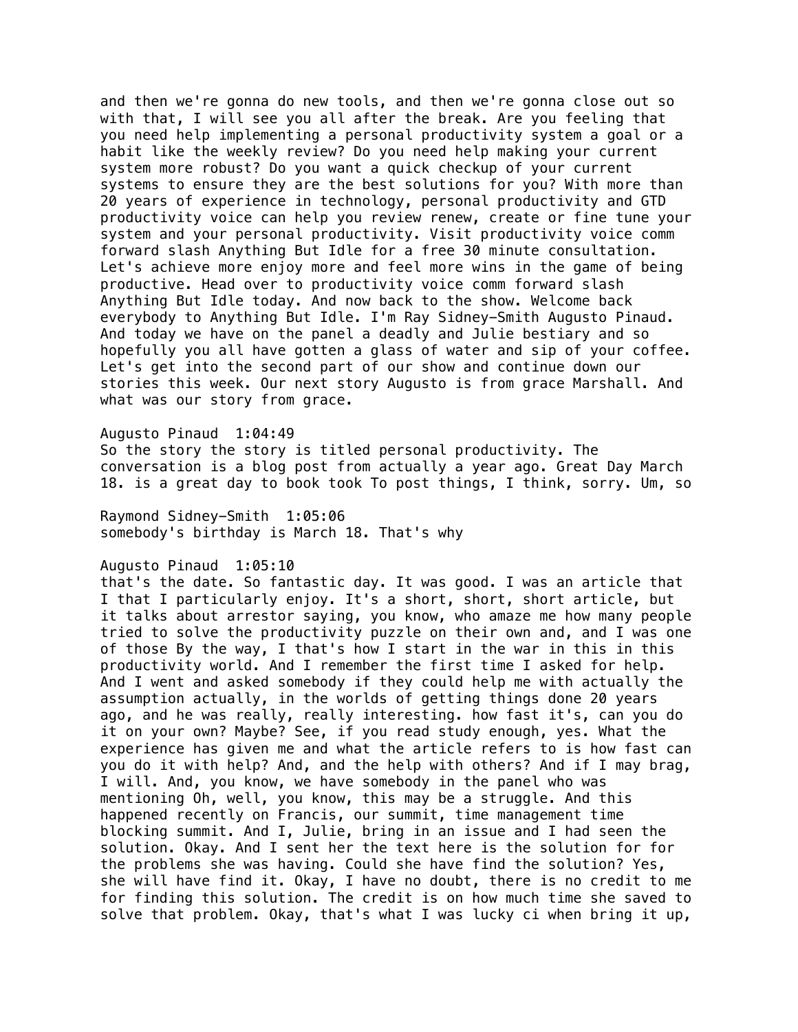and then we're gonna do new tools, and then we're gonna close out so with that, I will see you all after the break. Are you feeling that you need help implementing a personal productivity system a goal or a habit like the weekly review? Do you need help making your current system more robust? Do you want a quick checkup of your current systems to ensure they are the best solutions for you? With more than 20 years of experience in technology, personal productivity and GTD productivity voice can help you review renew, create or fine tune your system and your personal productivity. Visit productivity voice comm forward slash Anything But Idle for a free 30 minute consultation. Let's achieve more enjoy more and feel more wins in the game of being productive. Head over to productivity voice comm forward slash Anything But Idle today. And now back to the show. Welcome back everybody to Anything But Idle. I'm Ray Sidney-Smith Augusto Pinaud. And today we have on the panel a deadly and Julie bestiary and so hopefully you all have gotten a glass of water and sip of your coffee. Let's get into the second part of our show and continue down our stories this week. Our next story Augusto is from grace Marshall. And what was our story from grace.

Augusto Pinaud 1:04:49
So the story the story is titled personal productivity. The conversation is a blog post from actually a year ago. Great Day March 18. is a great day to book took To post things, I think, sorry. Um, so

Raymond Sidney-Smith 1:05:06
somebody's birthday is March 18. That's why

Augusto Pinaud 1:05:10
that's the date. So fantastic day. It was good. I was an article that I that I particularly enjoy. It's a short, short, short article, but it talks about arrestor saying, you know, who amaze me how many people tried to solve the productivity puzzle on their own and, and I was one of those By the way, I that's how I start in the war in this in this productivity world. And I remember the first time I asked for help. And I went and asked somebody if they could help me with actually the assumption actually, in the worlds of getting things done 20 years ago, and he was really, really interesting. how fast it's, can you do it on your own? Maybe? See, if you read study enough, yes. What the experience has given me and what the article refers to is how fast can you do it with help? And, and the help with others? And if I may brag, I will. And, you know, we have somebody in the panel who was mentioning Oh, well, you know, this may be a struggle. And this happened recently on Francis, our summit, time management time blocking summit. And I, Julie, bring in an issue and I had seen the solution. Okay. And I sent her the text here is the solution for for the problems she was having. Could she have find the solution? Yes, she will have find it. Okay, I have no doubt, there is no credit to me for finding this solution. The credit is on how much time she saved to solve that problem. Okay, that's what I was lucky ci when bring it up,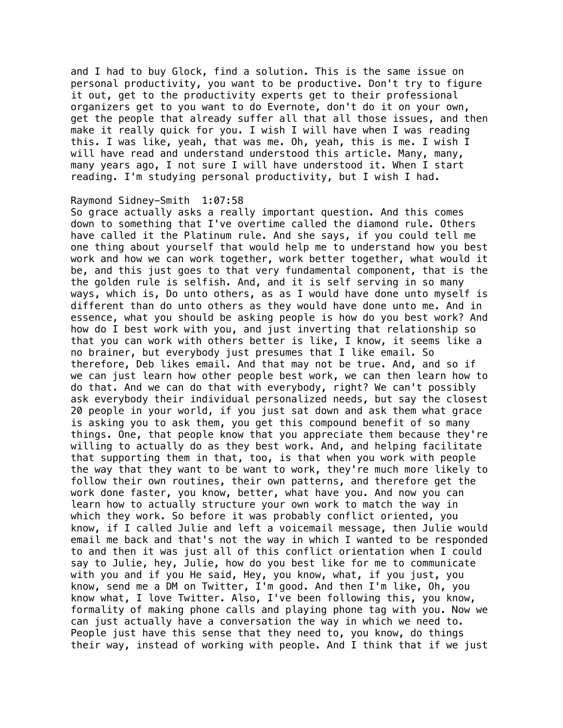and I had to buy Glock, find a solution. This is the same issue on personal productivity, you want to be productive. Don't try to figure it out, get to the productivity experts get to their professional organizers get to you want to do Evernote, don't do it on your own, get the people that already suffer all that all those issues, and then make it really quick for you. I wish I will have when I was reading this. I was like, yeah, that was me. Oh, yeah, this is me. I wish I will have read and understand understood this article. Many, many, many years ago, I not sure I will have understood it. When I start reading. I'm studying personal productivity, but I wish I had.

Raymond Sidney-Smith 1:07:58
So grace actually asks a really important question. And this comes down to something that I've overtime called the diamond rule. Others have called it the Platinum rule. And she says, if you could tell me one thing about yourself that would help me to understand how you best work and how we can work together, work better together, what would it be, and this just goes to that very fundamental component, that is the the golden rule is selfish. And, and it is self serving in so many ways, which is, Do unto others, as as I would have done unto myself is different than do unto others as they would have done unto me. And in essence, what you should be asking people is how do you best work? And how do I best work with you, and just inverting that relationship so that you can work with others better is like, I know, it seems like a no brainer, but everybody just presumes that I like email. So therefore, Deb likes email. And that may not be true. And, and so if we can just learn how other people best work, we can then learn how to do that. And we can do that with everybody, right? We can't possibly ask everybody their individual personalized needs, but say the closest 20 people in your world, if you just sat down and ask them what grace is asking you to ask them, you get this compound benefit of so many things. One, that people know that you appreciate them because they're willing to actually do as they best work. And, and helping facilitate that supporting them in that, too, is that when you work with people the way that they want to be want to work, they're much more likely to follow their own routines, their own patterns, and therefore get the work done faster, you know, better, what have you. And now you can learn how to actually structure your own work to match the way in which they work. So before it was probably conflict oriented, you know, if I called Julie and left a voicemail message, then Julie would email me back and that's not the way in which I wanted to be responded to and then it was just all of this conflict orientation when I could say to Julie, hey, Julie, how do you best like for me to communicate with you and if you He said, Hey, you know, what, if you just, you know, send me a DM on Twitter, I'm good. And then I'm like, Oh, you know what, I love Twitter. Also, I've been following this, you know, formality of making phone calls and playing phone tag with you. Now we can just actually have a conversation the way in which we need to. People just have this sense that they need to, you know, do things their way, instead of working with people. And I think that if we just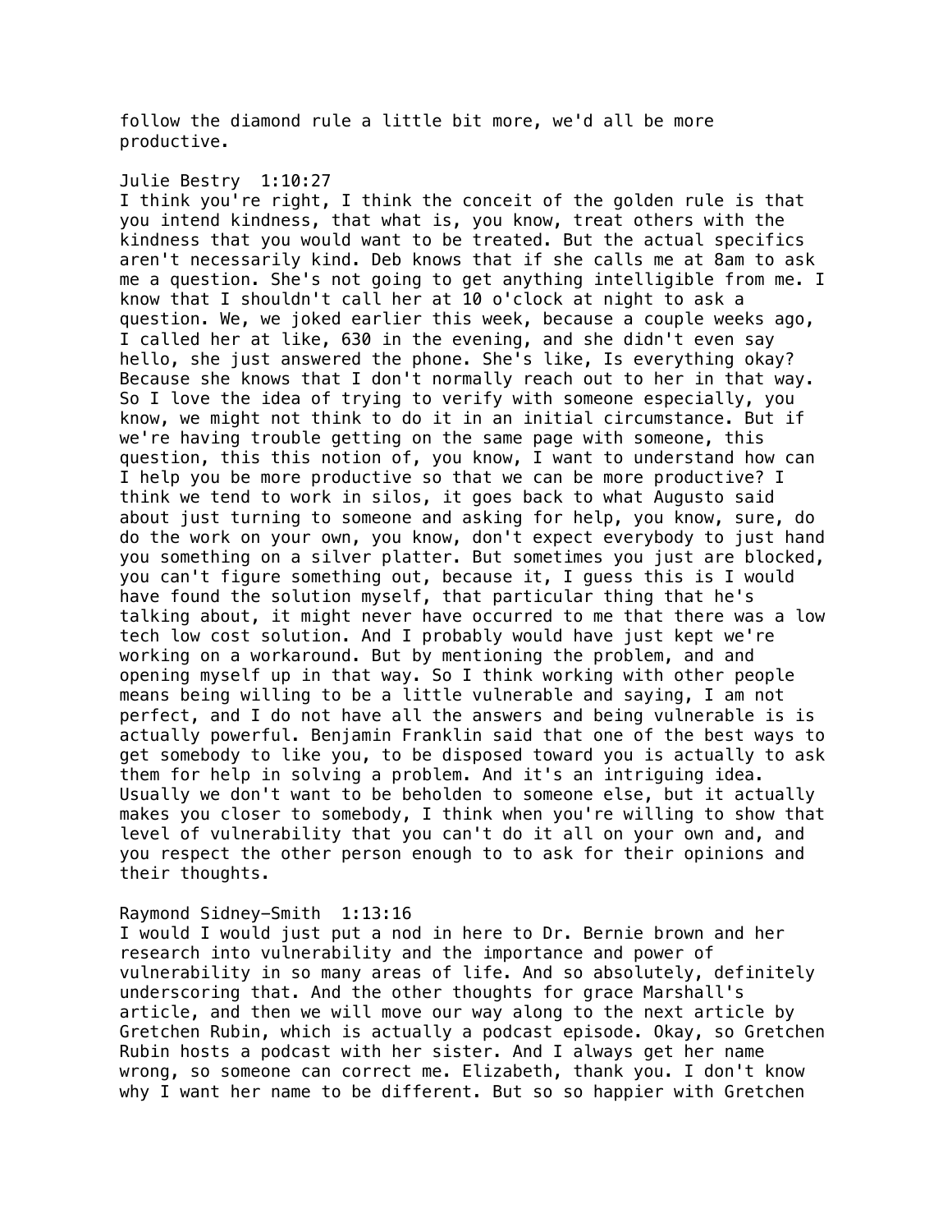follow the diamond rule a little bit more, we'd all be more productive.

Julie Bestry 1:10:27
I think you're right, I think the conceit of the golden rule is that you intend kindness, that what is, you know, treat others with the kindness that you would want to be treated. But the actual specifics aren't necessarily kind. Deb knows that if she calls me at 8am to ask me a question. She's not going to get anything intelligible from me. I know that I shouldn't call her at 10 o'clock at night to ask a question. We, we joked earlier this week, because a couple weeks ago, I called her at like, 630 in the evening, and she didn't even say hello, she just answered the phone. She's like, Is everything okay? Because she knows that I don't normally reach out to her in that way. So I love the idea of trying to verify with someone especially, you know, we might not think to do it in an initial circumstance. But if we're having trouble getting on the same page with someone, this question, this this notion of, you know, I want to understand how can I help you be more productive so that we can be more productive? I think we tend to work in silos, it goes back to what Augusto said about just turning to someone and asking for help, you know, sure, do do the work on your own, you know, don't expect everybody to just hand you something on a silver platter. But sometimes you just are blocked, you can't figure something out, because it, I guess this is I would have found the solution myself, that particular thing that he's talking about, it might never have occurred to me that there was a low tech low cost solution. And I probably would have just kept we're working on a workaround. But by mentioning the problem, and and opening myself up in that way. So I think working with other people means being willing to be a little vulnerable and saying, I am not perfect, and I do not have all the answers and being vulnerable is is actually powerful. Benjamin Franklin said that one of the best ways to get somebody to like you, to be disposed toward you is actually to ask them for help in solving a problem. And it's an intriguing idea. Usually we don't want to be beholden to someone else, but it actually makes you closer to somebody, I think when you're willing to show that level of vulnerability that you can't do it all on your own and, and you respect the other person enough to to ask for their opinions and their thoughts.

Raymond Sidney-Smith 1:13:16
I would I would just put a nod in here to Dr. Bernie brown and her research into vulnerability and the importance and power of vulnerability in so many areas of life. And so absolutely, definitely underscoring that. And the other thoughts for grace Marshall's article, and then we will move our way along to the next article by Gretchen Rubin, which is actually a podcast episode. Okay, so Gretchen Rubin hosts a podcast with her sister. And I always get her name wrong, so someone can correct me. Elizabeth, thank you. I don't know why I want her name to be different. But so so happier with Gretchen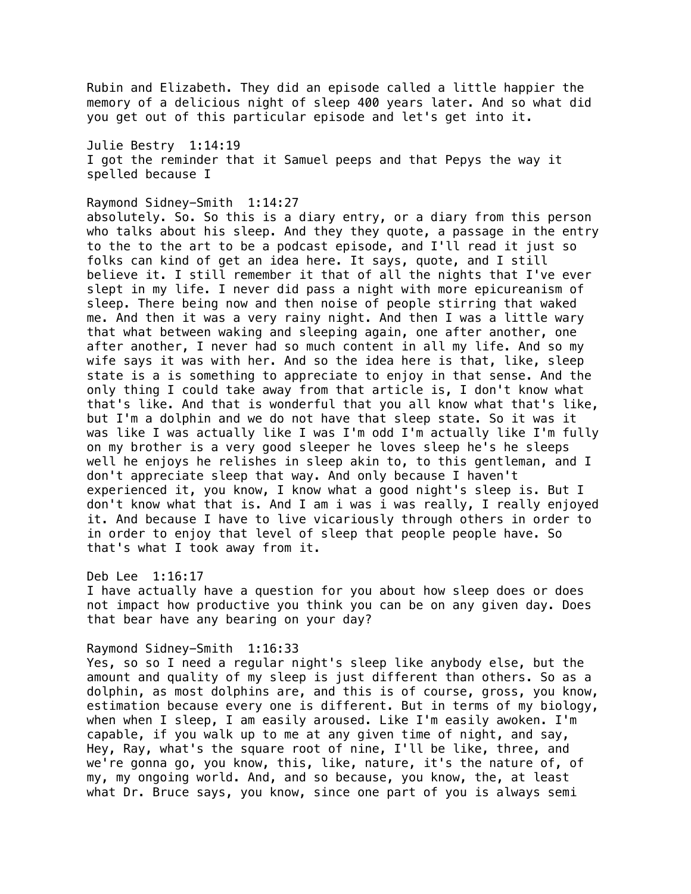Rubin and Elizabeth. They did an episode called a little happier the memory of a delicious night of sleep 400 years later. And so what did you get out of this particular episode and let's get into it.

Julie Bestry  1:14:19
I got the reminder that it Samuel peeps and that Pepys the way it spelled because I

Raymond Sidney-Smith  1:14:27
absolutely. So. So this is a diary entry, or a diary from this person who talks about his sleep. And they they quote, a passage in the entry to the to the art to be a podcast episode, and I'll read it just so folks can kind of get an idea here. It says, quote, and I still believe it. I still remember it that of all the nights that I've ever slept in my life. I never did pass a night with more epicureanism of sleep. There being now and then noise of people stirring that waked me. And then it was a very rainy night. And then I was a little wary that what between waking and sleeping again, one after another, one after another, I never had so much content in all my life. And so my wife says it was with her. And so the idea here is that, like, sleep state is a is something to appreciate to enjoy in that sense. And the only thing I could take away from that article is, I don't know what that's like. And that is wonderful that you all know what that's like, but I'm a dolphin and we do not have that sleep state. So it was it was like I was actually like I was I'm odd I'm actually like I'm fully on my brother is a very good sleeper he loves sleep he's he sleeps well he enjoys he relishes in sleep akin to, to this gentleman, and I don't appreciate sleep that way. And only because I haven't experienced it, you know, I know what a good night's sleep is. But I don't know what that is. And I am i was i was really, I really enjoyed it. And because I have to live vicariously through others in order to in order to enjoy that level of sleep that people people have. So that's what I took away from it.

Deb Lee  1:16:17
I have actually have a question for you about how sleep does or does not impact how productive you think you can be on any given day. Does that bear have any bearing on your day?

Raymond Sidney-Smith  1:16:33
Yes, so so I need a regular night's sleep like anybody else, but the amount and quality of my sleep is just different than others. So as a dolphin, as most dolphins are, and this is of course, gross, you know, estimation because every one is different. But in terms of my biology, when when I sleep, I am easily aroused. Like I'm easily awoken. I'm capable, if you walk up to me at any given time of night, and say, Hey, Ray, what's the square root of nine, I'll be like, three, and we're gonna go, you know, this, like, nature, it's the nature of, of my, my ongoing world. And, and so because, you know, the, at least what Dr. Bruce says, you know, since one part of you is always semi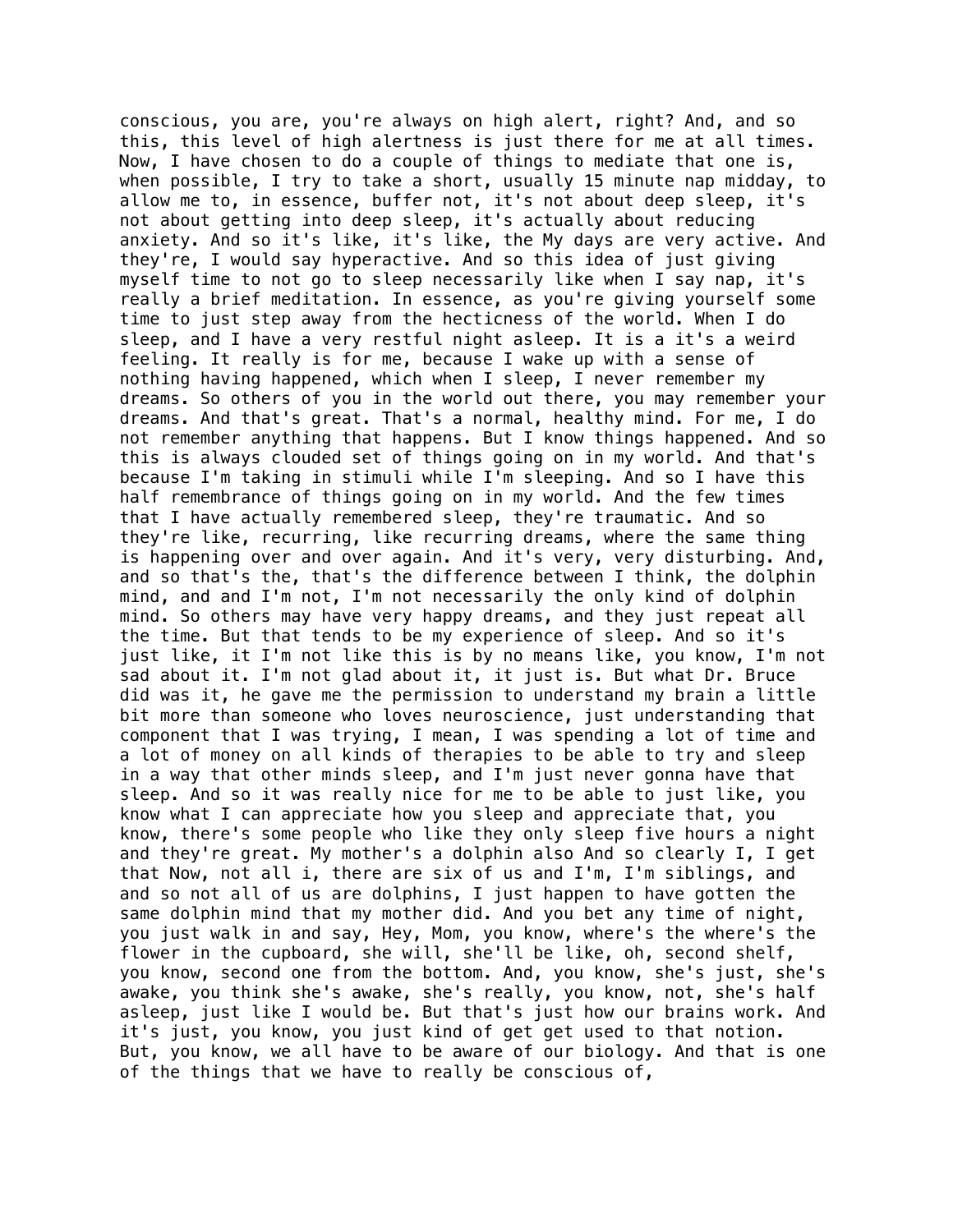conscious, you are, you're always on high alert, right? And, and so this, this level of high alertness is just there for me at all times. Now, I have chosen to do a couple of things to mediate that one is, when possible, I try to take a short, usually 15 minute nap midday, to allow me to, in essence, buffer not, it's not about deep sleep, it's not about getting into deep sleep, it's actually about reducing anxiety. And so it's like, it's like, the My days are very active. And they're, I would say hyperactive. And so this idea of just giving myself time to not go to sleep necessarily like when I say nap, it's really a brief meditation. In essence, as you're giving yourself some time to just step away from the hecticness of the world. When I do sleep, and I have a very restful night asleep. It is a it's a weird feeling. It really is for me, because I wake up with a sense of nothing having happened, which when I sleep, I never remember my dreams. So others of you in the world out there, you may remember your dreams. And that's great. That's a normal, healthy mind. For me, I do not remember anything that happens. But I know things happened. And so this is always clouded set of things going on in my world. And that's because I'm taking in stimuli while I'm sleeping. And so I have this half remembrance of things going on in my world. And the few times that I have actually remembered sleep, they're traumatic. And so they're like, recurring, like recurring dreams, where the same thing is happening over and over again. And it's very, very disturbing. And, and so that's the, that's the difference between I think, the dolphin mind, and and I'm not, I'm not necessarily the only kind of dolphin mind. So others may have very happy dreams, and they just repeat all the time. But that tends to be my experience of sleep. And so it's just like, it I'm not like this is by no means like, you know, I'm not sad about it. I'm not glad about it, it just is. But what Dr. Bruce did was it, he gave me the permission to understand my brain a little bit more than someone who loves neuroscience, just understanding that component that I was trying, I mean, I was spending a lot of time and a lot of money on all kinds of therapies to be able to try and sleep in a way that other minds sleep, and I'm just never gonna have that sleep. And so it was really nice for me to be able to just like, you know what I can appreciate how you sleep and appreciate that, you know, there's some people who like they only sleep five hours a night and they're great. My mother's a dolphin also And so clearly I, I get that Now, not all i, there are six of us and I'm, I'm siblings, and and so not all of us are dolphins, I just happen to have gotten the same dolphin mind that my mother did. And you bet any time of night, you just walk in and say, Hey, Mom, you know, where's the where's the flower in the cupboard, she will, she'll be like, oh, second shelf, you know, second one from the bottom. And, you know, she's just, she's awake, you think she's awake, she's really, you know, not, she's half asleep, just like I would be. But that's just how our brains work. And it's just, you know, you just kind of get get used to that notion. But, you know, we all have to be aware of our biology. And that is one of the things that we have to really be conscious of,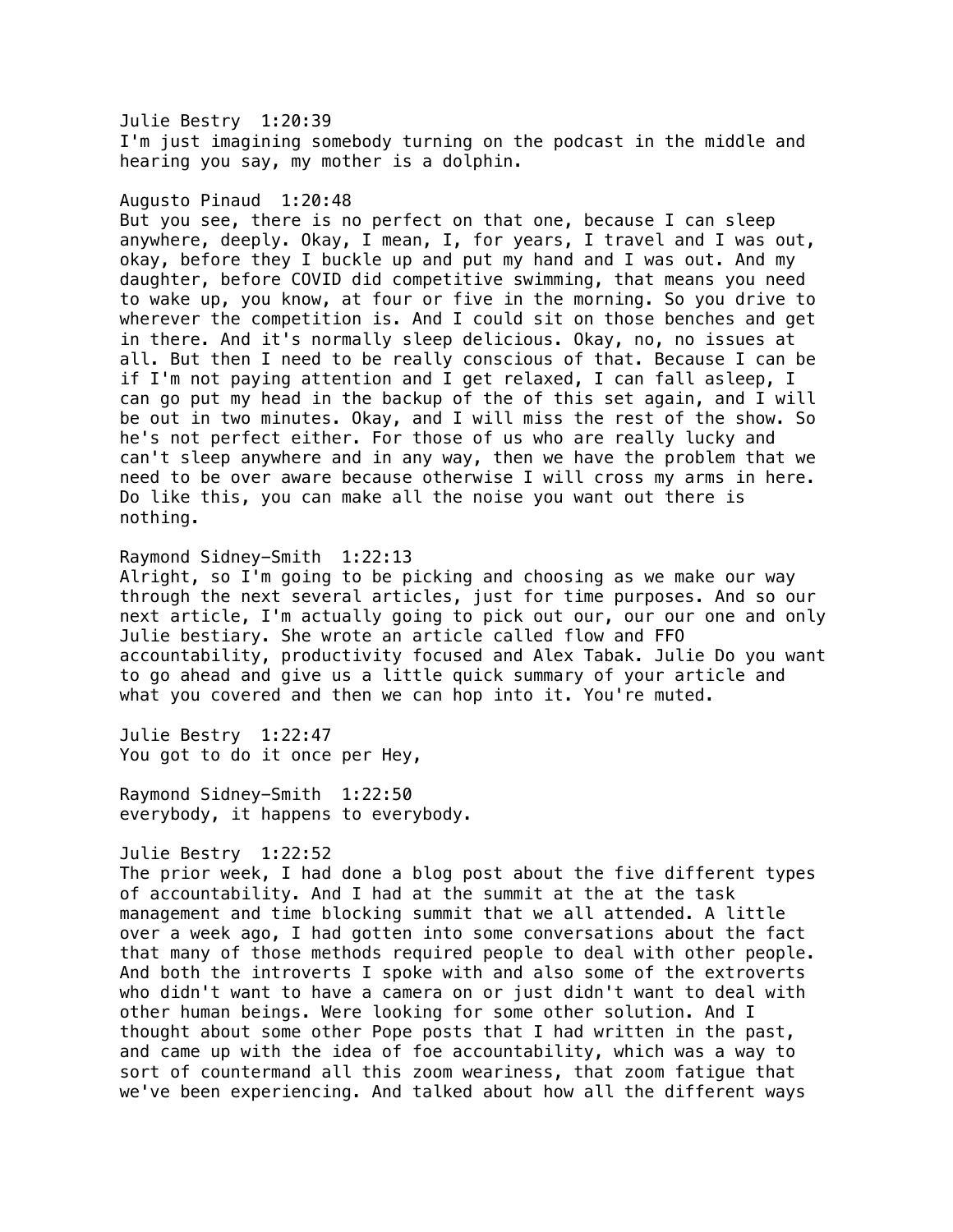Julie Bestry 1:20:39
I'm just imagining somebody turning on the podcast in the middle and hearing you say, my mother is a dolphin.

Augusto Pinaud 1:20:48
But you see, there is no perfect on that one, because I can sleep anywhere, deeply. Okay, I mean, I, for years, I travel and I was out, okay, before they I buckle up and put my hand and I was out. And my daughter, before COVID did competitive swimming, that means you need to wake up, you know, at four or five in the morning. So you drive to wherever the competition is. And I could sit on those benches and get in there. And it's normally sleep delicious. Okay, no, no issues at all. But then I need to be really conscious of that. Because I can be if I'm not paying attention and I get relaxed, I can fall asleep, I can go put my head in the backup of the of this set again, and I will be out in two minutes. Okay, and I will miss the rest of the show. So he's not perfect either. For those of us who are really lucky and can't sleep anywhere and in any way, then we have the problem that we need to be over aware because otherwise I will cross my arms in here. Do like this, you can make all the noise you want out there is nothing.

Raymond Sidney-Smith 1:22:13
Alright, so I'm going to be picking and choosing as we make our way through the next several articles, just for time purposes. And so our next article, I'm actually going to pick out our, our our one and only Julie bestiary. She wrote an article called flow and FFO accountability, productivity focused and Alex Tabak. Julie Do you want to go ahead and give us a little quick summary of your article and what you covered and then we can hop into it. You're muted.

Julie Bestry 1:22:47
You got to do it once per Hey,

Raymond Sidney-Smith 1:22:50
everybody, it happens to everybody.

Julie Bestry 1:22:52
The prior week, I had done a blog post about the five different types of accountability. And I had at the summit at the at the task management and time blocking summit that we all attended. A little over a week ago, I had gotten into some conversations about the fact that many of those methods required people to deal with other people. And both the introverts I spoke with and also some of the extroverts who didn't want to have a camera on or just didn't want to deal with other human beings. Were looking for some other solution. And I thought about some other Pope posts that I had written in the past, and came up with the idea of foe accountability, which was a way to sort of countermand all this zoom weariness, that zoom fatigue that we've been experiencing. And talked about how all the different ways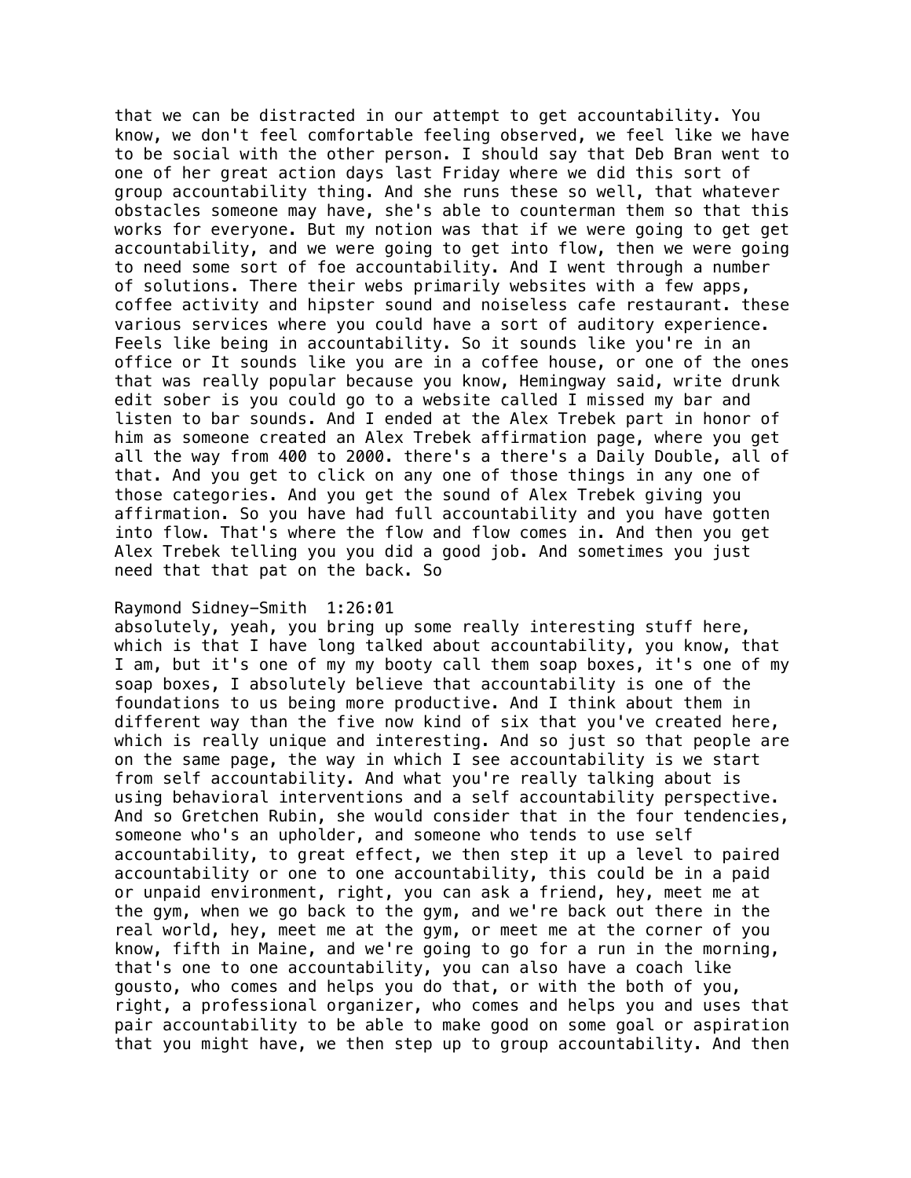that we can be distracted in our attempt to get accountability. You know, we don't feel comfortable feeling observed, we feel like we have to be social with the other person. I should say that Deb Bran went to one of her great action days last Friday where we did this sort of group accountability thing. And she runs these so well, that whatever obstacles someone may have, she's able to counterman them so that this works for everyone. But my notion was that if we were going to get get accountability, and we were going to get into flow, then we were going to need some sort of foe accountability. And I went through a number of solutions. There their webs primarily websites with a few apps, coffee activity and hipster sound and noiseless cafe restaurant. these various services where you could have a sort of auditory experience. Feels like being in accountability. So it sounds like you're in an office or It sounds like you are in a coffee house, or one of the ones that was really popular because you know, Hemingway said, write drunk edit sober is you could go to a website called I missed my bar and listen to bar sounds. And I ended at the Alex Trebek part in honor of him as someone created an Alex Trebek affirmation page, where you get all the way from 400 to 2000. there's a there's a Daily Double, all of that. And you get to click on any one of those things in any one of those categories. And you get the sound of Alex Trebek giving you affirmation. So you have had full accountability and you have gotten into flow. That's where the flow and flow comes in. And then you get Alex Trebek telling you you did a good job. And sometimes you just need that that pat on the back. So

Raymond Sidney-Smith 1:26:01

absolutely, yeah, you bring up some really interesting stuff here, which is that I have long talked about accountability, you know, that I am, but it's one of my my booty call them soap boxes, it's one of my soap boxes, I absolutely believe that accountability is one of the foundations to us being more productive. And I think about them in different way than the five now kind of six that you've created here, which is really unique and interesting. And so just so that people are on the same page, the way in which I see accountability is we start from self accountability. And what you're really talking about is using behavioral interventions and a self accountability perspective. And so Gretchen Rubin, she would consider that in the four tendencies, someone who's an upholder, and someone who tends to use self accountability, to great effect, we then step it up a level to paired accountability or one to one accountability, this could be in a paid or unpaid environment, right, you can ask a friend, hey, meet me at the gym, when we go back to the gym, and we're back out there in the real world, hey, meet me at the gym, or meet me at the corner of you know, fifth in Maine, and we're going to go for a run in the morning, that's one to one accountability, you can also have a coach like gousto, who comes and helps you do that, or with the both of you, right, a professional organizer, who comes and helps you and uses that pair accountability to be able to make good on some goal or aspiration that you might have, we then step up to group accountability. And then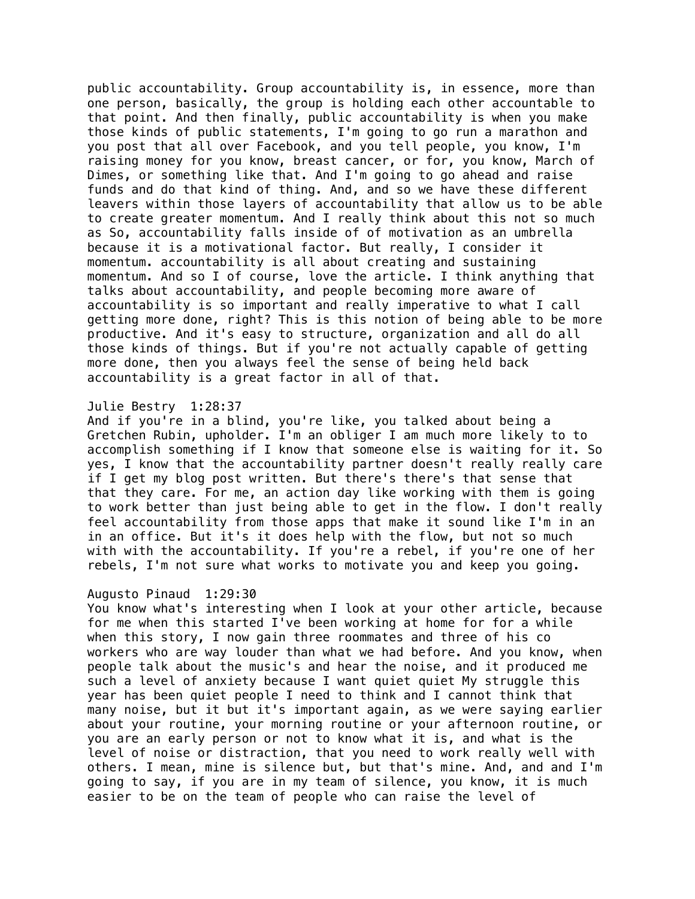public accountability. Group accountability is, in essence, more than one person, basically, the group is holding each other accountable to that point. And then finally, public accountability is when you make those kinds of public statements, I'm going to go run a marathon and you post that all over Facebook, and you tell people, you know, I'm raising money for you know, breast cancer, or for, you know, March of Dimes, or something like that. And I'm going to go ahead and raise funds and do that kind of thing. And, and so we have these different leavers within those layers of accountability that allow us to be able to create greater momentum. And I really think about this not so much as So, accountability falls inside of of motivation as an umbrella because it is a motivational factor. But really, I consider it momentum. accountability is all about creating and sustaining momentum. And so I of course, love the article. I think anything that talks about accountability, and people becoming more aware of accountability is so important and really imperative to what I call getting more done, right? This is this notion of being able to be more productive. And it's easy to structure, organization and all do all those kinds of things. But if you're not actually capable of getting more done, then you always feel the sense of being held back accountability is a great factor in all of that.

Julie Bestry  1:28:37
And if you're in a blind, you're like, you talked about being a Gretchen Rubin, upholder. I'm an obliger I am much more likely to to accomplish something if I know that someone else is waiting for it. So yes, I know that the accountability partner doesn't really really care if I get my blog post written. But there's there's that sense that that they care. For me, an action day like working with them is going to work better than just being able to get in the flow. I don't really feel accountability from those apps that make it sound like I'm in an in an office. But it's it does help with the flow, but not so much with with the accountability. If you're a rebel, if you're one of her rebels, I'm not sure what works to motivate you and keep you going.

Augusto Pinaud  1:29:30
You know what's interesting when I look at your other article, because for me when this started I've been working at home for for a while when this story, I now gain three roommates and three of his co workers who are way louder than what we had before. And you know, when people talk about the music's and hear the noise, and it produced me such a level of anxiety because I want quiet quiet My struggle this year has been quiet people I need to think and I cannot think that many noise, but it but it's important again, as we were saying earlier about your routine, your morning routine or your afternoon routine, or you are an early person or not to know what it is, and what is the level of noise or distraction, that you need to work really well with others. I mean, mine is silence but, but that's mine. And, and and I'm going to say, if you are in my team of silence, you know, it is much easier to be on the team of people who can raise the level of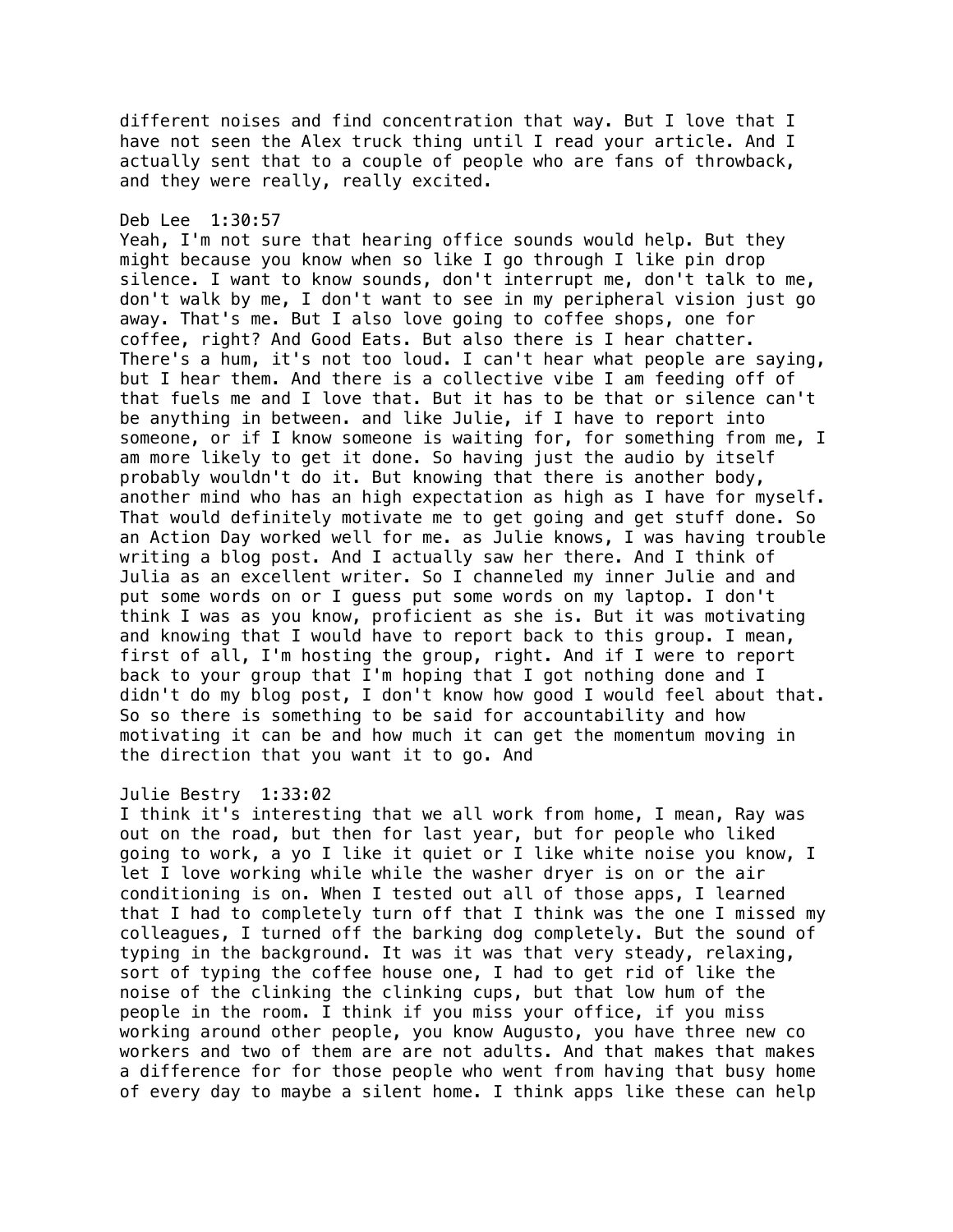different noises and find concentration that way. But I love that I have not seen the Alex truck thing until I read your article. And I actually sent that to a couple of people who are fans of throwback, and they were really, really excited.

Deb Lee 1:30:57
Yeah, I'm not sure that hearing office sounds would help. But they might because you know when so like I go through I like pin drop silence. I want to know sounds, don't interrupt me, don't talk to me, don't walk by me, I don't want to see in my peripheral vision just go away. That's me. But I also love going to coffee shops, one for coffee, right? And Good Eats. But also there is I hear chatter. There's a hum, it's not too loud. I can't hear what people are saying, but I hear them. And there is a collective vibe I am feeding off of that fuels me and I love that. But it has to be that or silence can't be anything in between. and like Julie, if I have to report into someone, or if I know someone is waiting for, for something from me, I am more likely to get it done. So having just the audio by itself probably wouldn't do it. But knowing that there is another body, another mind who has an high expectation as high as I have for myself. That would definitely motivate me to get going and get stuff done. So an Action Day worked well for me. as Julie knows, I was having trouble writing a blog post. And I actually saw her there. And I think of Julia as an excellent writer. So I channeled my inner Julie and and put some words on or I guess put some words on my laptop. I don't think I was as you know, proficient as she is. But it was motivating and knowing that I would have to report back to this group. I mean, first of all, I'm hosting the group, right. And if I were to report back to your group that I'm hoping that I got nothing done and I didn't do my blog post, I don't know how good I would feel about that. So so there is something to be said for accountability and how motivating it can be and how much it can get the momentum moving in the direction that you want it to go. And

Julie Bestry 1:33:02
I think it's interesting that we all work from home, I mean, Ray was out on the road, but then for last year, but for people who liked going to work, a yo I like it quiet or I like white noise you know, I let I love working while while the washer dryer is on or the air conditioning is on. When I tested out all of those apps, I learned that I had to completely turn off that I think was the one I missed my colleagues, I turned off the barking dog completely. But the sound of typing in the background. It was it was that very steady, relaxing, sort of typing the coffee house one, I had to get rid of like the noise of the clinking the clinking cups, but that low hum of the people in the room. I think if you miss your office, if you miss working around other people, you know Augusto, you have three new co workers and two of them are are not adults. And that makes that makes a difference for for those people who went from having that busy home of every day to maybe a silent home. I think apps like these can help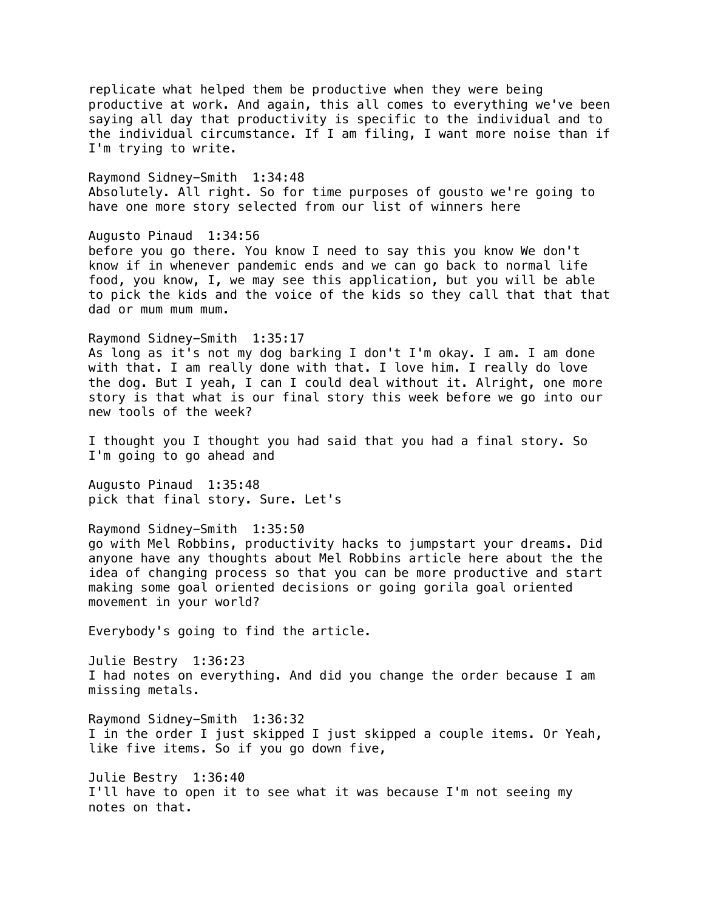replicate what helped them be productive when they were being productive at work. And again, this all comes to everything we've been saying all day that productivity is specific to the individual and to the individual circumstance. If I am filing, I want more noise than if I'm trying to write.

Raymond Sidney-Smith 1:34:48
Absolutely. All right. So for time purposes of gousto we're going to have one more story selected from our list of winners here

Augusto Pinaud 1:34:56
before you go there. You know I need to say this you know We don't know if in whenever pandemic ends and we can go back to normal life food, you know, I, we may see this application, but you will be able to pick the kids and the voice of the kids so they call that that that dad or mum mum mum.

Raymond Sidney-Smith 1:35:17
As long as it's not my dog barking I don't I'm okay. I am. I am done with that. I am really done with that. I love him. I really do love the dog. But I yeah, I can I could deal without it. Alright, one more story is that what is our final story this week before we go into our new tools of the week?

I thought you I thought you had said that you had a final story. So I'm going to go ahead and

Augusto Pinaud 1:35:48
pick that final story. Sure. Let's

Raymond Sidney-Smith 1:35:50
go with Mel Robbins, productivity hacks to jumpstart your dreams. Did anyone have any thoughts about Mel Robbins article here about the the idea of changing process so that you can be more productive and start making some goal oriented decisions or going gorila goal oriented movement in your world?

Everybody's going to find the article.

Julie Bestry 1:36:23
I had notes on everything. And did you change the order because I am missing metals.

Raymond Sidney-Smith 1:36:32
I in the order I just skipped I just skipped a couple items. Or Yeah, like five items. So if you go down five,

Julie Bestry 1:36:40
I'll have to open it to see what it was because I'm not seeing my notes on that.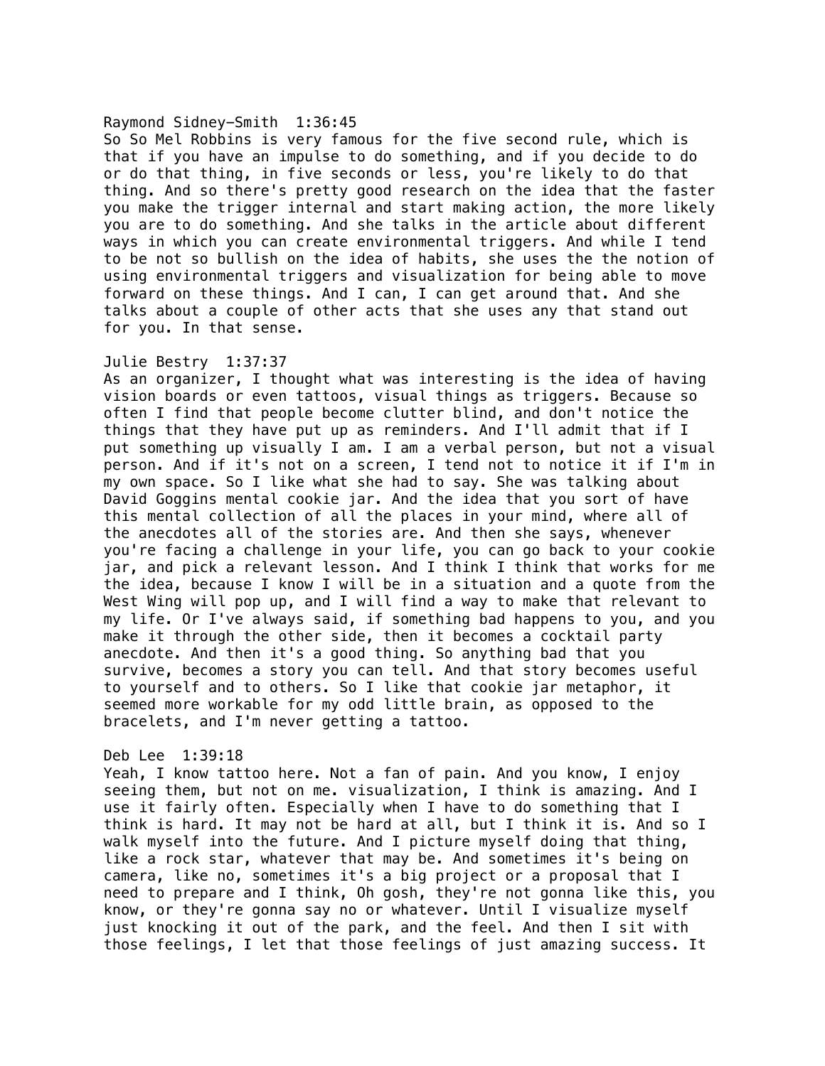Raymond Sidney-Smith 1:36:45
So So Mel Robbins is very famous for the five second rule, which is that if you have an impulse to do something, and if you decide to do or do that thing, in five seconds or less, you're likely to do that thing. And so there's pretty good research on the idea that the faster you make the trigger internal and start making action, the more likely you are to do something. And she talks in the article about different ways in which you can create environmental triggers. And while I tend to be not so bullish on the idea of habits, she uses the the notion of using environmental triggers and visualization for being able to move forward on these things. And I can, I can get around that. And she talks about a couple of other acts that she uses any that stand out for you. In that sense.

Julie Bestry 1:37:37
As an organizer, I thought what was interesting is the idea of having vision boards or even tattoos, visual things as triggers. Because so often I find that people become clutter blind, and don't notice the things that they have put up as reminders. And I'll admit that if I put something up visually I am. I am a verbal person, but not a visual person. And if it's not on a screen, I tend not to notice it if I'm in my own space. So I like what she had to say. She was talking about David Goggins mental cookie jar. And the idea that you sort of have this mental collection of all the places in your mind, where all of the anecdotes all of the stories are. And then she says, whenever you're facing a challenge in your life, you can go back to your cookie jar, and pick a relevant lesson. And I think I think that works for me the idea, because I know I will be in a situation and a quote from the West Wing will pop up, and I will find a way to make that relevant to my life. Or I've always said, if something bad happens to you, and you make it through the other side, then it becomes a cocktail party anecdote. And then it's a good thing. So anything bad that you survive, becomes a story you can tell. And that story becomes useful to yourself and to others. So I like that cookie jar metaphor, it seemed more workable for my odd little brain, as opposed to the bracelets, and I'm never getting a tattoo.

Deb Lee 1:39:18
Yeah, I know tattoo here. Not a fan of pain. And you know, I enjoy seeing them, but not on me. visualization, I think is amazing. And I use it fairly often. Especially when I have to do something that I think is hard. It may not be hard at all, but I think it is. And so I walk myself into the future. And I picture myself doing that thing, like a rock star, whatever that may be. And sometimes it's being on camera, like no, sometimes it's a big project or a proposal that I need to prepare and I think, Oh gosh, they're not gonna like this, you know, or they're gonna say no or whatever. Until I visualize myself just knocking it out of the park, and the feel. And then I sit with those feelings, I let that those feelings of just amazing success. It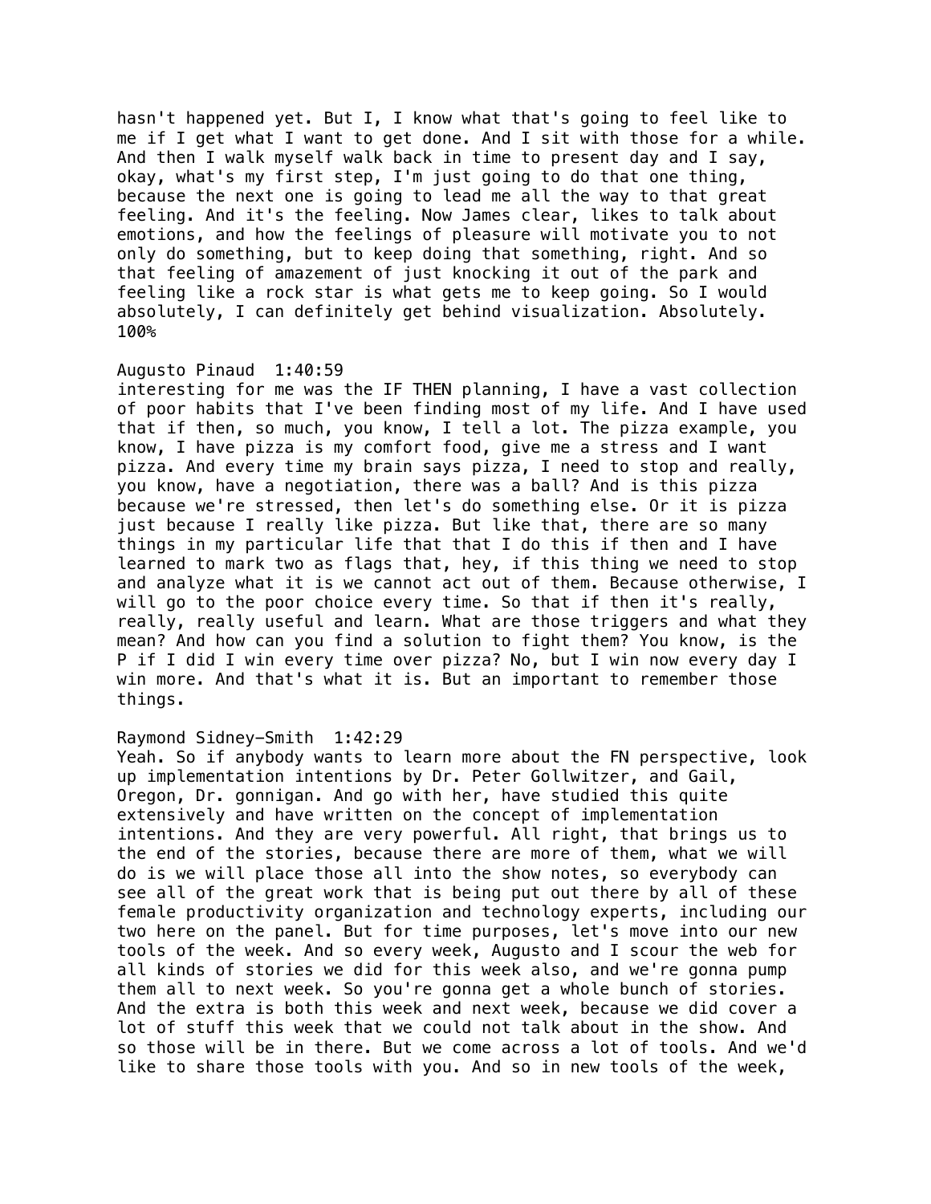hasn't happened yet. But I, I know what that's going to feel like to me if I get what I want to get done. And I sit with those for a while. And then I walk myself walk back in time to present day and I say, okay, what's my first step, I'm just going to do that one thing, because the next one is going to lead me all the way to that great feeling. And it's the feeling. Now James clear, likes to talk about emotions, and how the feelings of pleasure will motivate you to not only do something, but to keep doing that something, right. And so that feeling of amazement of just knocking it out of the park and feeling like a rock star is what gets me to keep going. So I would absolutely, I can definitely get behind visualization. Absolutely. 100%

Augusto Pinaud  1:40:59
interesting for me was the IF THEN planning, I have a vast collection of poor habits that I've been finding most of my life. And I have used that if then, so much, you know, I tell a lot. The pizza example, you know, I have pizza is my comfort food, give me a stress and I want pizza. And every time my brain says pizza, I need to stop and really, you know, have a negotiation, there was a ball? And is this pizza because we're stressed, then let's do something else. Or it is pizza just because I really like pizza. But like that, there are so many things in my particular life that that I do this if then and I have learned to mark two as flags that, hey, if this thing we need to stop and analyze what it is we cannot act out of them. Because otherwise, I will go to the poor choice every time. So that if then it's really, really, really useful and learn. What are those triggers and what they mean? And how can you find a solution to fight them? You know, is the P if I did I win every time over pizza? No, but I win now every day I win more. And that's what it is. But an important to remember those things.

Raymond Sidney-Smith  1:42:29
Yeah. So if anybody wants to learn more about the FN perspective, look up implementation intentions by Dr. Peter Gollwitzer, and Gail, Oregon, Dr. gonnigan. And go with her, have studied this quite extensively and have written on the concept of implementation intentions. And they are very powerful. All right, that brings us to the end of the stories, because there are more of them, what we will do is we will place those all into the show notes, so everybody can see all of the great work that is being put out there by all of these female productivity organization and technology experts, including our two here on the panel. But for time purposes, let's move into our new tools of the week. And so every week, Augusto and I scour the web for all kinds of stories we did for this week also, and we're gonna pump them all to next week. So you're gonna get a whole bunch of stories. And the extra is both this week and next week, because we did cover a lot of stuff this week that we could not talk about in the show. And so those will be in there. But we come across a lot of tools. And we'd like to share those tools with you. And so in new tools of the week,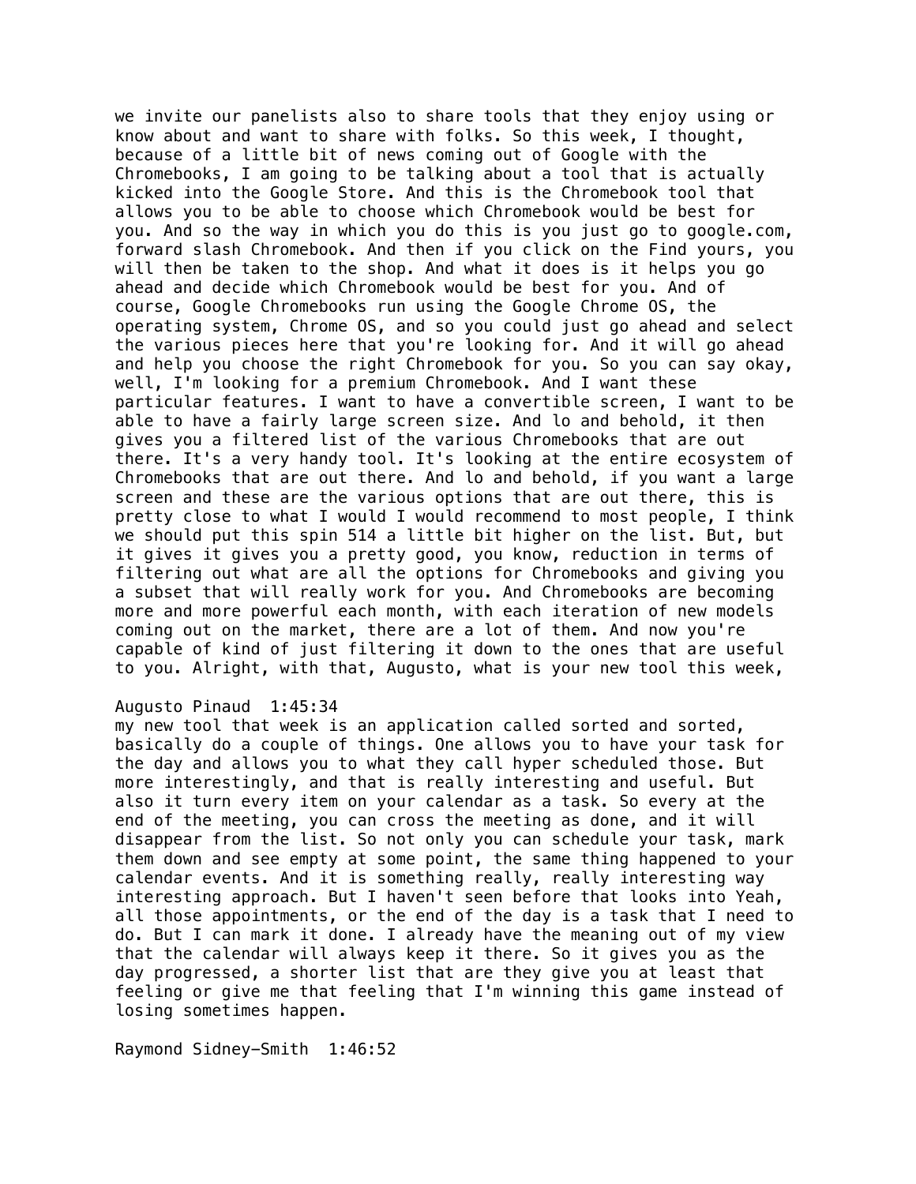we invite our panelists also to share tools that they enjoy using or know about and want to share with folks. So this week, I thought, because of a little bit of news coming out of Google with the Chromebooks, I am going to be talking about a tool that is actually kicked into the Google Store. And this is the Chromebook tool that allows you to be able to choose which Chromebook would be best for you. And so the way in which you do this is you just go to google.com, forward slash Chromebook. And then if you click on the Find yours, you will then be taken to the shop. And what it does is it helps you go ahead and decide which Chromebook would be best for you. And of course, Google Chromebooks run using the Google Chrome OS, the operating system, Chrome OS, and so you could just go ahead and select the various pieces here that you're looking for. And it will go ahead and help you choose the right Chromebook for you. So you can say okay, well, I'm looking for a premium Chromebook. And I want these particular features. I want to have a convertible screen, I want to be able to have a fairly large screen size. And lo and behold, it then gives you a filtered list of the various Chromebooks that are out there. It's a very handy tool. It's looking at the entire ecosystem of Chromebooks that are out there. And lo and behold, if you want a large screen and these are the various options that are out there, this is pretty close to what I would I would recommend to most people, I think we should put this spin 514 a little bit higher on the list. But, but it gives it gives you a pretty good, you know, reduction in terms of filtering out what are all the options for Chromebooks and giving you a subset that will really work for you. And Chromebooks are becoming more and more powerful each month, with each iteration of new models coming out on the market, there are a lot of them. And now you're capable of kind of just filtering it down to the ones that are useful to you. Alright, with that, Augusto, what is your new tool this week,

Augusto Pinaud 1:45:34
my new tool that week is an application called sorted and sorted, basically do a couple of things. One allows you to have your task for the day and allows you to what they call hyper scheduled those. But more interestingly, and that is really interesting and useful. But also it turn every item on your calendar as a task. So every at the end of the meeting, you can cross the meeting as done, and it will disappear from the list. So not only you can schedule your task, mark them down and see empty at some point, the same thing happened to your calendar events. And it is something really, really interesting way interesting approach. But I haven't seen before that looks into Yeah, all those appointments, or the end of the day is a task that I need to do. But I can mark it done. I already have the meaning out of my view that the calendar will always keep it there. So it gives you as the day progressed, a shorter list that are they give you at least that feeling or give me that feeling that I'm winning this game instead of losing sometimes happen.

Raymond Sidney-Smith 1:46:52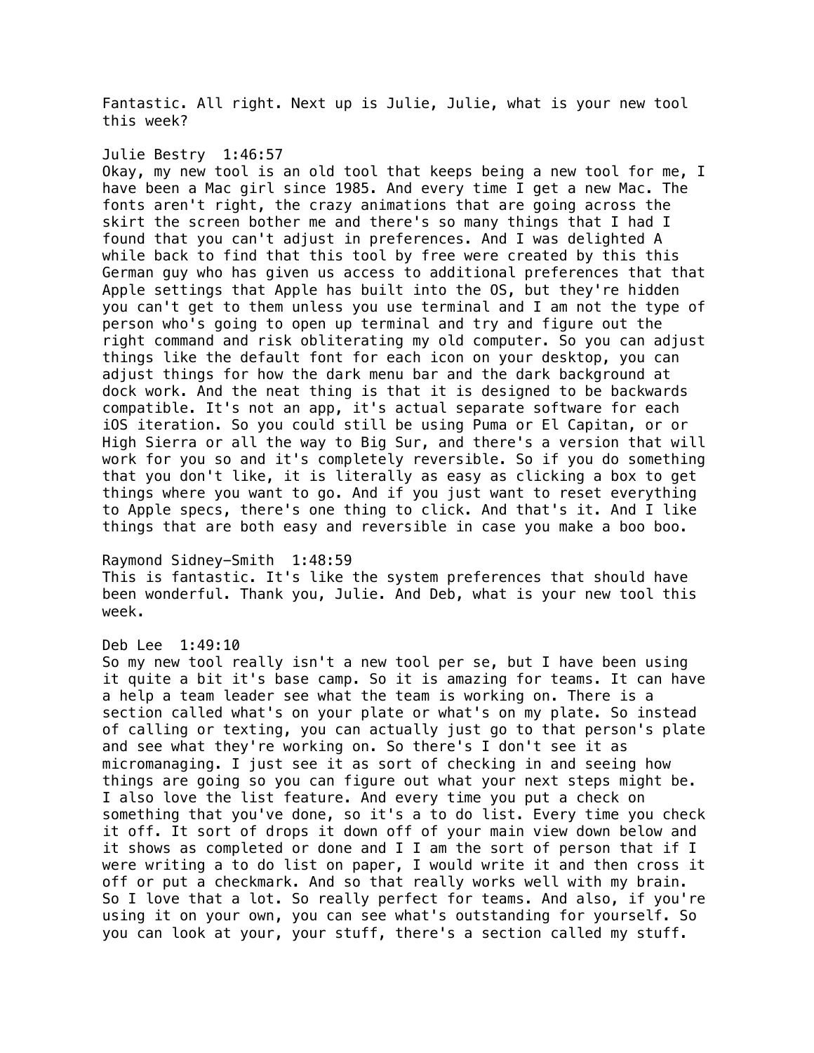Fantastic. All right. Next up is Julie, Julie, what is your new tool this week?

Julie Bestry  1:46:57
Okay, my new tool is an old tool that keeps being a new tool for me, I have been a Mac girl since 1985. And every time I get a new Mac. The fonts aren't right, the crazy animations that are going across the skirt the screen bother me and there's so many things that I had I found that you can't adjust in preferences. And I was delighted A while back to find that this tool by free were created by this this German guy who has given us access to additional preferences that that Apple settings that Apple has built into the OS, but they're hidden you can't get to them unless you use terminal and I am not the type of person who's going to open up terminal and try and figure out the right command and risk obliterating my old computer. So you can adjust things like the default font for each icon on your desktop, you can adjust things for how the dark menu bar and the dark background at dock work. And the neat thing is that it is designed to be backwards compatible. It's not an app, it's actual separate software for each iOS iteration. So you could still be using Puma or El Capitan, or or High Sierra or all the way to Big Sur, and there's a version that will work for you so and it's completely reversible. So if you do something that you don't like, it is literally as easy as clicking a box to get things where you want to go. And if you just want to reset everything to Apple specs, there's one thing to click. And that's it. And I like things that are both easy and reversible in case you make a boo boo.

Raymond Sidney-Smith  1:48:59
This is fantastic. It's like the system preferences that should have been wonderful. Thank you, Julie. And Deb, what is your new tool this week.

Deb Lee  1:49:10
So my new tool really isn't a new tool per se, but I have been using it quite a bit it's base camp. So it is amazing for teams. It can have a help a team leader see what the team is working on. There is a section called what's on your plate or what's on my plate. So instead of calling or texting, you can actually just go to that person's plate and see what they're working on. So there's I don't see it as micromanaging. I just see it as sort of checking in and seeing how things are going so you can figure out what your next steps might be. I also love the list feature. And every time you put a check on something that you've done, so it's a to do list. Every time you check it off. It sort of drops it down off of your main view down below and it shows as completed or done and I I am the sort of person that if I were writing a to do list on paper, I would write it and then cross it off or put a checkmark. And so that really works well with my brain. So I love that a lot. So really perfect for teams. And also, if you're using it on your own, you can see what's outstanding for yourself. So you can look at your, your stuff, there's a section called my stuff.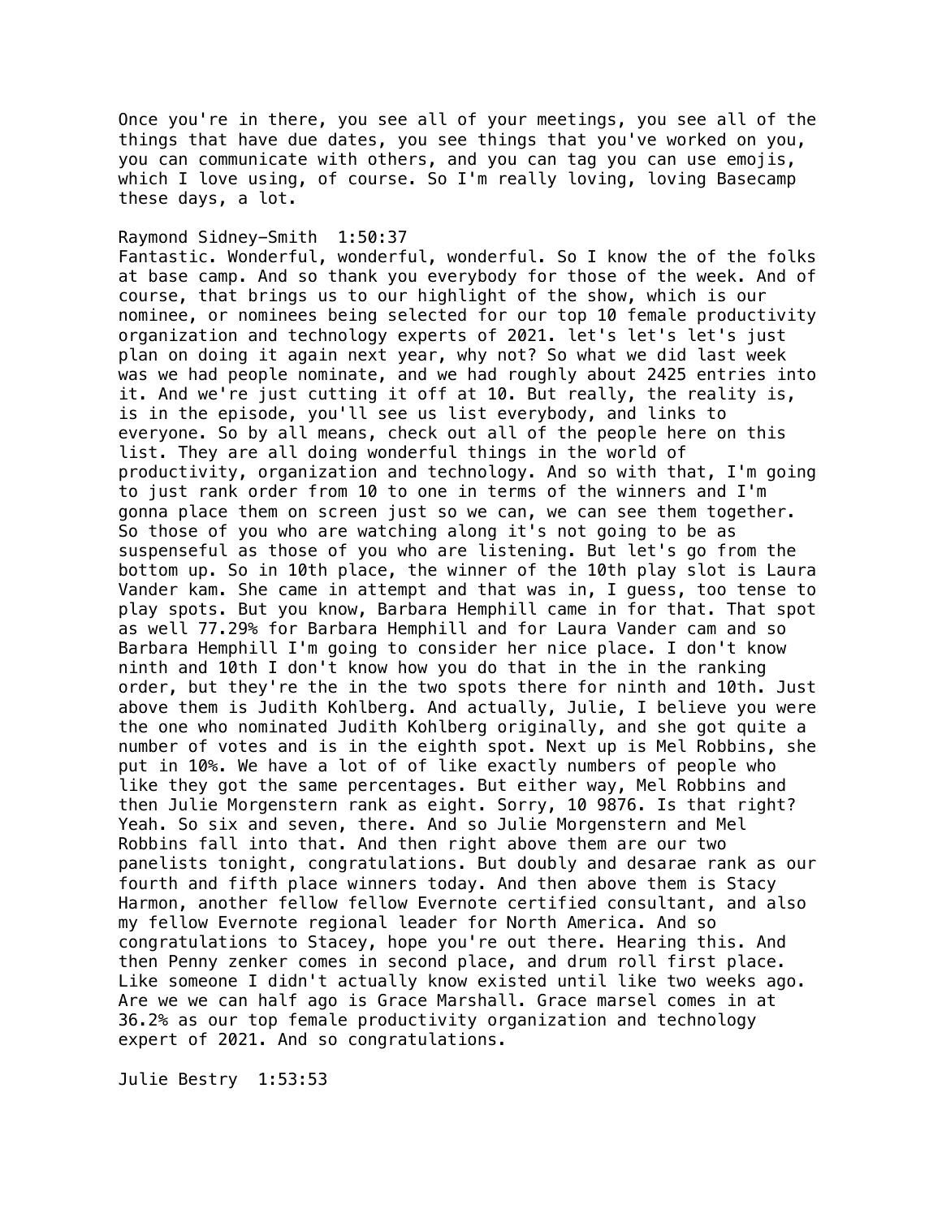Once you're in there, you see all of your meetings, you see all of the things that have due dates, you see things that you've worked on you, you can communicate with others, and you can tag you can use emojis, which I love using, of course. So I'm really loving, loving Basecamp these days, a lot.

Raymond Sidney-Smith 1:50:37
Fantastic. Wonderful, wonderful, wonderful. So I know the of the folks at base camp. And so thank you everybody for those of the week. And of course, that brings us to our highlight of the show, which is our nominee, or nominees being selected for our top 10 female productivity organization and technology experts of 2021. let's let's let's just plan on doing it again next year, why not? So what we did last week was we had people nominate, and we had roughly about 2425 entries into it. And we're just cutting it off at 10. But really, the reality is, is in the episode, you'll see us list everybody, and links to everyone. So by all means, check out all of the people here on this list. They are all doing wonderful things in the world of productivity, organization and technology. And so with that, I'm going to just rank order from 10 to one in terms of the winners and I'm gonna place them on screen just so we can, we can see them together. So those of you who are watching along it's not going to be as suspenseful as those of you who are listening. But let's go from the bottom up. So in 10th place, the winner of the 10th play slot is Laura Vander kam. She came in attempt and that was in, I guess, too tense to play spots. But you know, Barbara Hemphill came in for that. That spot as well 77.29% for Barbara Hemphill and for Laura Vander cam and so Barbara Hemphill I'm going to consider her nice place. I don't know ninth and 10th I don't know how you do that in the in the ranking order, but they're the in the two spots there for ninth and 10th. Just above them is Judith Kohlberg. And actually, Julie, I believe you were the one who nominated Judith Kohlberg originally, and she got quite a number of votes and is in the eighth spot. Next up is Mel Robbins, she put in 10%. We have a lot of of like exactly numbers of people who like they got the same percentages. But either way, Mel Robbins and then Julie Morgenstern rank as eight. Sorry, 10 9876. Is that right? Yeah. So six and seven, there. And so Julie Morgenstern and Mel Robbins fall into that. And then right above them are our two panelists tonight, congratulations. But doubly and desarae rank as our fourth and fifth place winners today. And then above them is Stacy Harmon, another fellow fellow Evernote certified consultant, and also my fellow Evernote regional leader for North America. And so congratulations to Stacey, hope you're out there. Hearing this. And then Penny zenker comes in second place, and drum roll first place. Like someone I didn't actually know existed until like two weeks ago. Are we we can half ago is Grace Marshall. Grace marsel comes in at 36.2% as our top female productivity organization and technology expert of 2021. And so congratulations.

Julie Bestry 1:53:53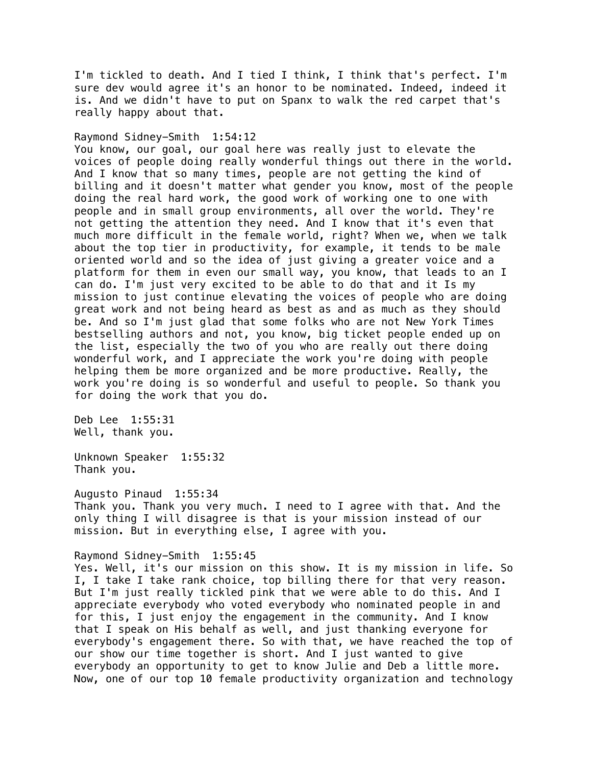I'm tickled to death. And I tied I think, I think that's perfect. I'm sure dev would agree it's an honor to be nominated. Indeed, indeed it is. And we didn't have to put on Spanx to walk the red carpet that's really happy about that.

Raymond Sidney-Smith 1:54:12
You know, our goal, our goal here was really just to elevate the voices of people doing really wonderful things out there in the world. And I know that so many times, people are not getting the kind of billing and it doesn't matter what gender you know, most of the people doing the real hard work, the good work of working one to one with people and in small group environments, all over the world. They're not getting the attention they need. And I know that it's even that much more difficult in the female world, right? When we, when we talk about the top tier in productivity, for example, it tends to be male oriented world and so the idea of just giving a greater voice and a platform for them in even our small way, you know, that leads to an I can do. I'm just very excited to be able to do that and it Is my mission to just continue elevating the voices of people who are doing great work and not being heard as best as and as much as they should be. And so I'm just glad that some folks who are not New York Times bestselling authors and not, you know, big ticket people ended up on the list, especially the two of you who are really out there doing wonderful work, and I appreciate the work you're doing with people helping them be more organized and be more productive. Really, the work you're doing is so wonderful and useful to people. So thank you for doing the work that you do.

Deb Lee 1:55:31
Well, thank you.

Unknown Speaker 1:55:32
Thank you.

Augusto Pinaud 1:55:34
Thank you. Thank you very much. I need to I agree with that. And the only thing I will disagree is that is your mission instead of our mission. But in everything else, I agree with you.

Raymond Sidney-Smith 1:55:45
Yes. Well, it's our mission on this show. It is my mission in life. So I, I take I take rank choice, top billing there for that very reason. But I'm just really tickled pink that we were able to do this. And I appreciate everybody who voted everybody who nominated people in and for this, I just enjoy the engagement in the community. And I know that I speak on His behalf as well, and just thanking everyone for everybody's engagement there. So with that, we have reached the top of our show our time together is short. And I just wanted to give everybody an opportunity to get to know Julie and Deb a little more. Now, one of our top 10 female productivity organization and technology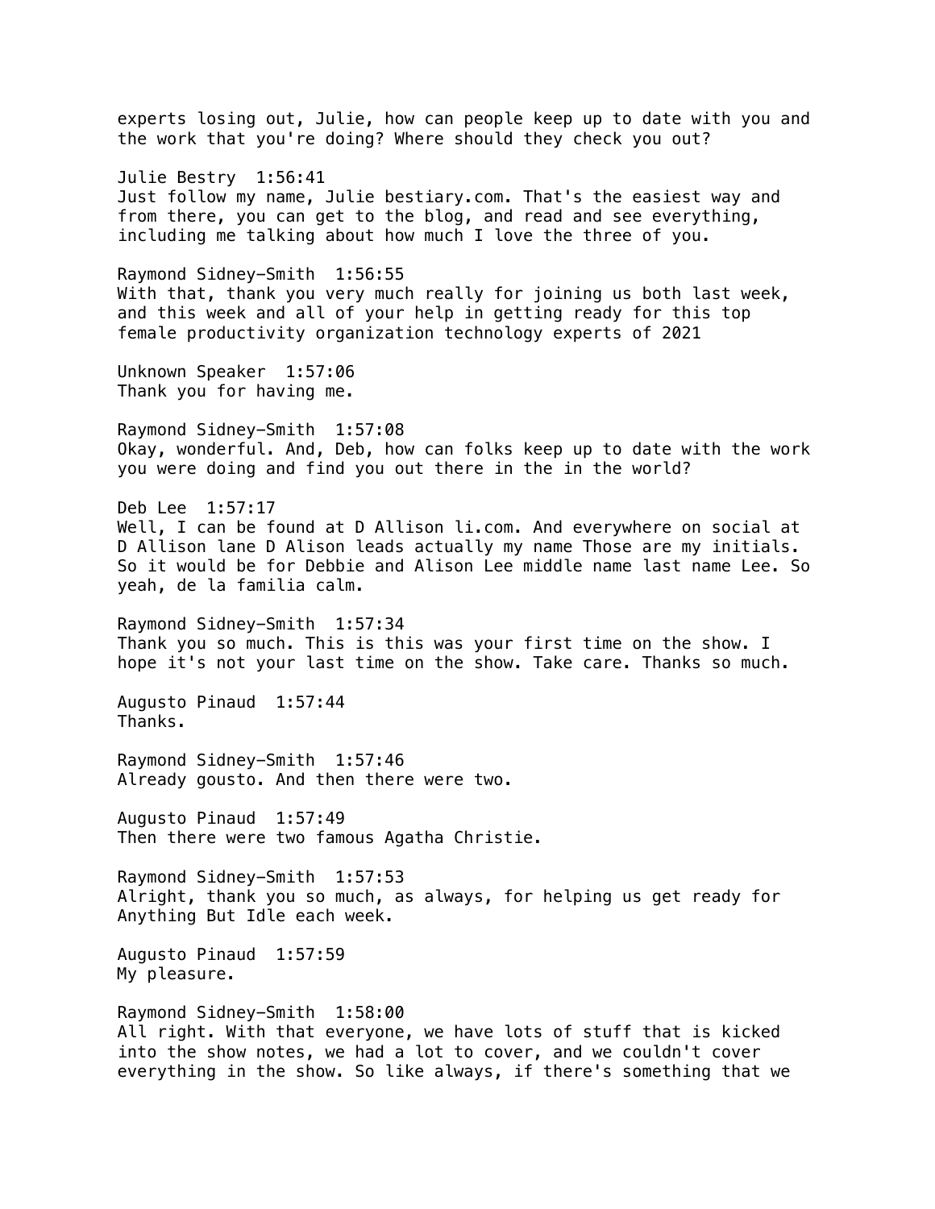experts losing out, Julie, how can people keep up to date with you and the work that you're doing? Where should they check you out?

Julie Bestry  1:56:41
Just follow my name, Julie bestiary.com. That's the easiest way and from there, you can get to the blog, and read and see everything, including me talking about how much I love the three of you.

Raymond Sidney-Smith  1:56:55
With that, thank you very much really for joining us both last week, and this week and all of your help in getting ready for this top female productivity organization technology experts of 2021

Unknown Speaker  1:57:06
Thank you for having me.

Raymond Sidney-Smith  1:57:08
Okay, wonderful. And, Deb, how can folks keep up to date with the work you were doing and find you out there in the in the world?

Deb Lee  1:57:17
Well, I can be found at D Allison li.com. And everywhere on social at D Allison lane D Alison leads actually my name Those are my initials. So it would be for Debbie and Alison Lee middle name last name Lee. So yeah, de la familia calm.

Raymond Sidney-Smith  1:57:34
Thank you so much. This is this was your first time on the show. I hope it's not your last time on the show. Take care. Thanks so much.

Augusto Pinaud  1:57:44
Thanks.

Raymond Sidney-Smith  1:57:46
Already gousto. And then there were two.

Augusto Pinaud  1:57:49
Then there were two famous Agatha Christie.

Raymond Sidney-Smith  1:57:53
Alright, thank you so much, as always, for helping us get ready for Anything But Idle each week.

Augusto Pinaud  1:57:59
My pleasure.

Raymond Sidney-Smith  1:58:00
All right. With that everyone, we have lots of stuff that is kicked into the show notes, we had a lot to cover, and we couldn't cover everything in the show. So like always, if there's something that we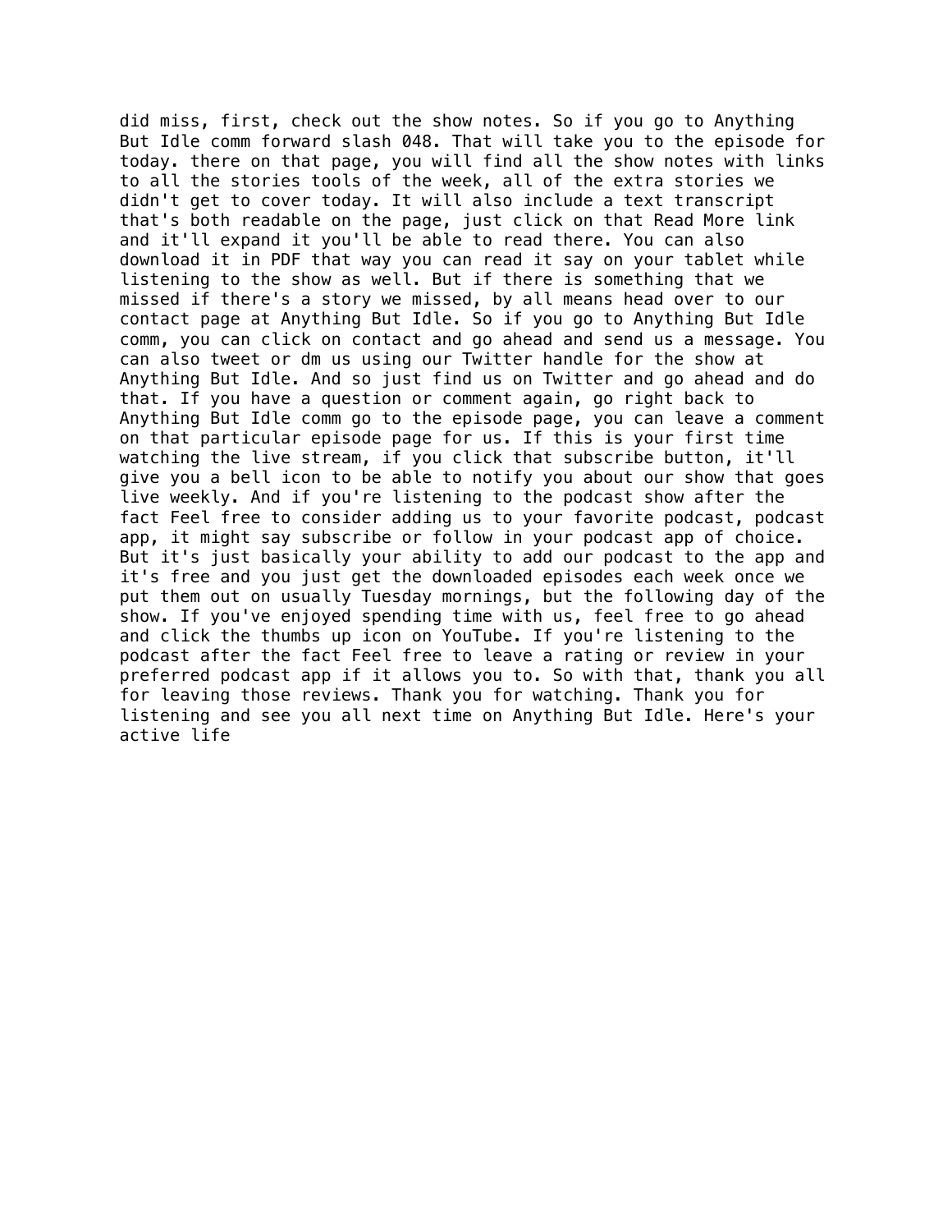did miss, first, check out the show notes. So if you go to Anything But Idle comm forward slash 048. That will take you to the episode for today. there on that page, you will find all the show notes with links to all the stories tools of the week, all of the extra stories we didn't get to cover today. It will also include a text transcript that's both readable on the page, just click on that Read More link and it'll expand it you'll be able to read there. You can also download it in PDF that way you can read it say on your tablet while listening to the show as well. But if there is something that we missed if there's a story we missed, by all means head over to our contact page at Anything But Idle. So if you go to Anything But Idle comm, you can click on contact and go ahead and send us a message. You can also tweet or dm us using our Twitter handle for the show at Anything But Idle. And so just find us on Twitter and go ahead and do that. If you have a question or comment again, go right back to Anything But Idle comm go to the episode page, you can leave a comment on that particular episode page for us. If this is your first time watching the live stream, if you click that subscribe button, it'll give you a bell icon to be able to notify you about our show that goes live weekly. And if you're listening to the podcast show after the fact Feel free to consider adding us to your favorite podcast, podcast app, it might say subscribe or follow in your podcast app of choice. But it's just basically your ability to add our podcast to the app and it's free and you just get the downloaded episodes each week once we put them out on usually Tuesday mornings, but the following day of the show. If you've enjoyed spending time with us, feel free to go ahead and click the thumbs up icon on YouTube. If you're listening to the podcast after the fact Feel free to leave a rating or review in your preferred podcast app if it allows you to. So with that, thank you all for leaving those reviews. Thank you for watching. Thank you for listening and see you all next time on Anything But Idle. Here's your active life